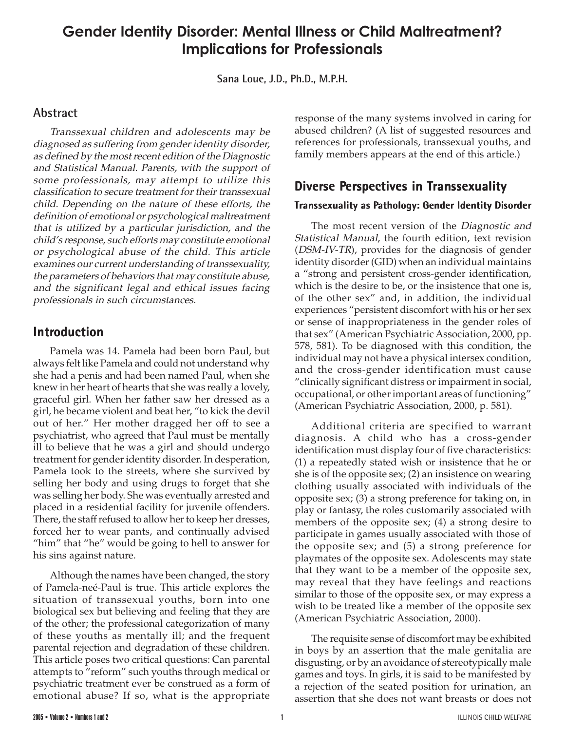# Gender Identity Disorder: Mental Illness or Child Maltreatment? Implications for Professionals

**Sana Loue, J.D., Ph.D., M.P.H.**

## Abstract

*Transsexual children and adolescents may be diagnosed as suffering from gender identity disorder, as defined by the most recent edition of the Diagnostic and Statistical Manual. Parents, with the support of some professionals, may attempt to utilize this classification to secure treatment for their transsexual child. Depending on the nature of these efforts, the definition of emotional or psychological maltreatment that is utilized by a particular jurisdiction, and the child's response, such efforts may constitute emotional or psychological abuse of the child. This article examines our current understanding of transsexuality, the parameters of behaviors that may constitute abuse, and the significant legal and ethical issues facing professionals in such circumstances.*

## Introduction

Pamela was 14. Pamela had been born Paul, but always felt like Pamela and could not understand why she had a penis and had been named Paul, when she knew in her heart of hearts that she was really a lovely, graceful girl. When her father saw her dressed as a girl, he became violent and beat her, "to kick the devil out of her." Her mother dragged her off to see a psychiatrist, who agreed that Paul must be mentally ill to believe that he was a girl and should undergo treatment for gender identity disorder. In desperation, Pamela took to the streets, where she survived by selling her body and using drugs to forget that she was selling her body. She was eventually arrested and placed in a residential facility for juvenile offenders. There, the staff refused to allow her to keep her dresses, forced her to wear pants, and continually advised "him" that "he" would be going to hell to answer for his sins against nature.

Although the names have been changed, the story of Pamela-neé-Paul is true. This article explores the situation of transsexual youths, born into one biological sex but believing and feeling that they are of the other; the professional categorization of many of these youths as mentally ill; and the frequent parental rejection and degradation of these children. This article poses two critical questions: Can parental attempts to "reform" such youths through medical or psychiatric treatment ever be construed as a form of emotional abuse? If so, what is the appropriate response of the many systems involved in caring for abused children? (A list of suggested resources and references for professionals, transsexual youths, and family members appears at the end of this article.)

## Diverse Perspectives in Transsexuality

### Transsexuality as Pathology: Gender Identity Disorder

The most recent version of the *Diagnostic and Statistical Manual*, the fourth edition, text revision (*DSM-IV-TR*), provides for the diagnosis of gender identity disorder (GID) when an individual maintains a "strong and persistent cross-gender identification, which is the desire to be, or the insistence that one is, of the other sex" and, in addition, the individual experiences "persistent discomfort with his or her sex or sense of inappropriateness in the gender roles of that sex" (American Psychiatric Association, 2000, pp. 578, 581). To be diagnosed with this condition, the individual may not have a physical intersex condition, and the cross-gender identification must cause "clinically significant distress or impairment in social, occupational, or other important areas of functioning" (American Psychiatric Association, 2000, p. 581).

Additional criteria are specified to warrant diagnosis. A child who has a cross-gender identification must display four of five characteristics: (1) a repeatedly stated wish or insistence that he or she is of the opposite sex; (2) an insistence on wearing clothing usually associated with individuals of the opposite sex; (3) a strong preference for taking on, in play or fantasy, the roles customarily associated with members of the opposite sex; (4) a strong desire to participate in games usually associated with those of the opposite sex; and (5) a strong preference for playmates of the opposite sex. Adolescents may state that they want to be a member of the opposite sex, may reveal that they have feelings and reactions similar to those of the opposite sex, or may express a wish to be treated like a member of the opposite sex (American Psychiatric Association, 2000).

The requisite sense of discomfort may be exhibited in boys by an assertion that the male genitalia are disgusting, or by an avoidance of stereotypically male games and toys. In girls, it is said to be manifested by a rejection of the seated position for urination, an assertion that she does not want breasts or does not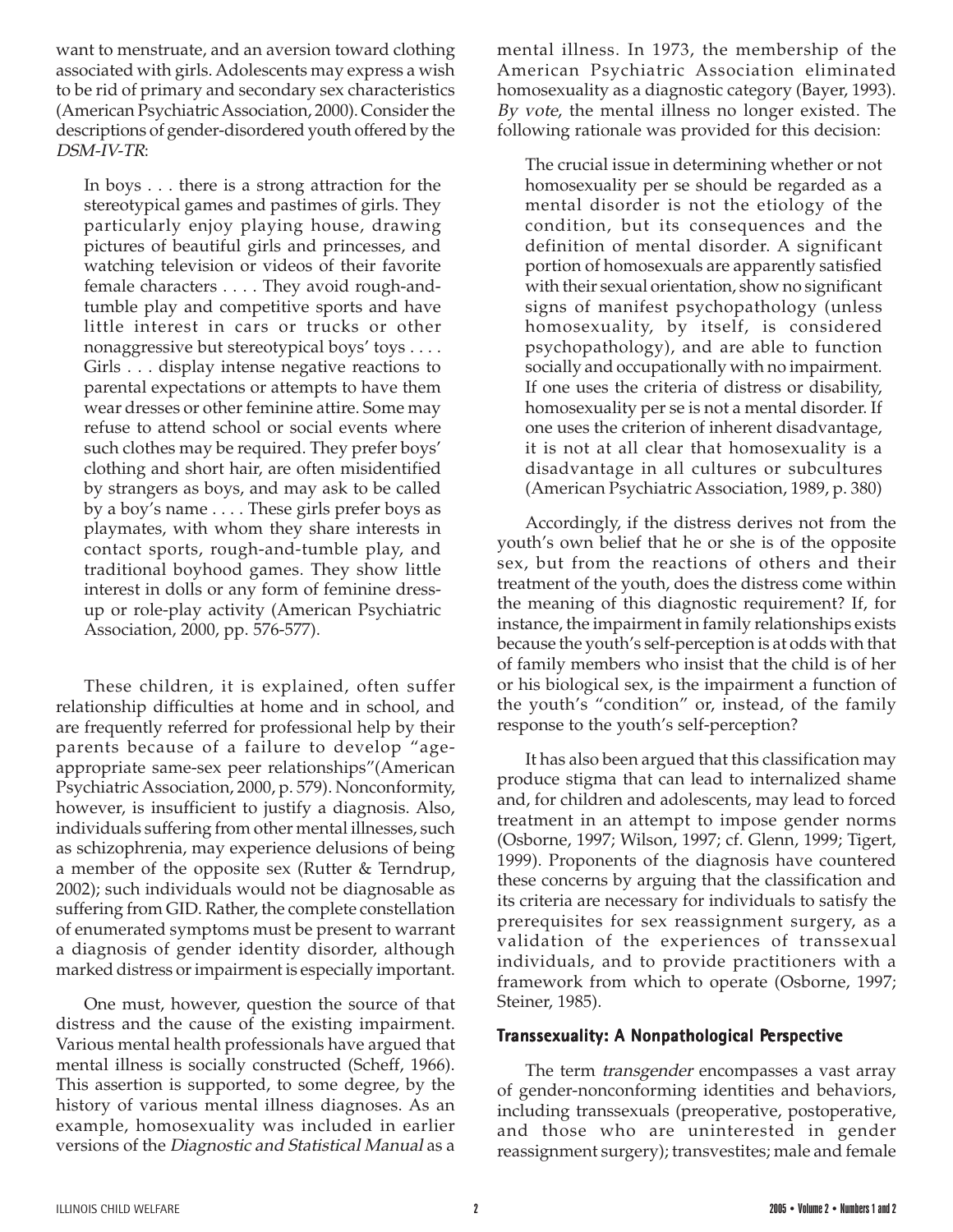want to menstruate, and an aversion toward clothing associated with girls. Adolescents may express a wish to be rid of primary and secondary sex characteristics (American Psychiatric Association, 2000). Consider the descriptions of gender-disordered youth offered by the *DSM-IV-TR*:

> In boys . . . there is a strong attraction for the stereotypical games and pastimes of girls. They particularly enjoy playing house, drawing pictures of beautiful girls and princesses, and watching television or videos of their favorite female characters . . . . They avoid rough-and-tumble play and competitive sports and have little interest in cars or trucks or other nonaggressive but stereotypical boys' toys . . . . Girls . . . display intense negative reactions to parental expectations or attempts to have them wear dresses or other feminine attire. Some may refuse to attend school or social events where such clothes may be required. They prefer boys' clothing and short hair, are often misidentified by strangers as boys, and may ask to be called by a boy's name . . . . These girls prefer boys as playmates, with whom they share interests in contact sports, rough-and-tumble play, and traditional boyhood games. They show little interest in dolls or any form of feminine dress-up or role-play activity (American Psychiatric Association, 2000, pp. 576-577).

These children, it is explained, often suffer relationship difficulties at home and in school, and are frequently referred for professional help by their parents because of a failure to develop "age-appropriate same-sex peer relationships"(American Psychiatric Association, 2000, p. 579). Nonconformity, however, is insufficient to justify a diagnosis. Also, individuals suffering from other mental illnesses, such as schizophrenia, may experience delusions of being a member of the opposite sex (Rutter & Terndrup, 2002); such individuals would not be diagnosable as suffering from GID. Rather, the complete constellation of enumerated symptoms must be present to warrant a diagnosis of gender identity disorder, although marked distress or impairment is especially important.

One must, however, question the source of that distress and the cause of the existing impairment. Various mental health professionals have argued that mental illness is socially constructed (Scheff, 1966). This assertion is supported, to some degree, by the history of various mental illness diagnoses. As an example, homosexuality was included in earlier versions of the *Diagnostic and Statistical Manual* as a mental illness. In 1973, the membership of the American Psychiatric Association eliminated homosexuality as a diagnostic category (Bayer, 1993). *By vote*, the mental illness no longer existed. The following rationale was provided for this decision:

> The crucial issue in determining whether or not homosexuality per se should be regarded as a mental disorder is not the etiology of the condition, but its consequences and the definition of mental disorder. A significant portion of homosexuals are apparently satisfied with their sexual orientation, show no significant signs of manifest psychopathology (unless homosexuality, by itself, is considered psychopathology), and are able to function socially and occupationally with no impairment. If one uses the criteria of distress or disability, homosexuality per se is not a mental disorder. If one uses the criterion of inherent disadvantage, it is not at all clear that homosexuality is a disadvantage in all cultures or subcultures (American Psychiatric Association, 1989, p. 380)

Accordingly, if the distress derives not from the youth's own belief that he or she is of the opposite sex, but from the reactions of others and their treatment of the youth, does the distress come within the meaning of this diagnostic requirement? If, for instance, the impairment in family relationships exists because the youth's self-perception is at odds with that of family members who insist that the child is of her or his biological sex, is the impairment a function of the youth's "condition" or, instead, of the family response to the youth's self-perception?

It has also been argued that this classification may produce stigma that can lead to internalized shame and, for children and adolescents, may lead to forced treatment in an attempt to impose gender norms (Osborne, 1997; Wilson, 1997; cf. Glenn, 1999; Tigert, 1999). Proponents of the diagnosis have countered these concerns by arguing that the classification and its criteria are necessary for individuals to satisfy the prerequisites for sex reassignment surgery, as a validation of the experiences of transsexual individuals, and to provide practitioners with a framework from which to operate (Osborne, 1997; Steiner, 1985).

### Transsexuality: A Nonpathological Perspective

The term *transgender* encompasses a vast array of gender-nonconforming identities and behaviors, including transsexuals (preoperative, postoperative, and those who are uninterested in gender reassignment surgery); transvestites; male and female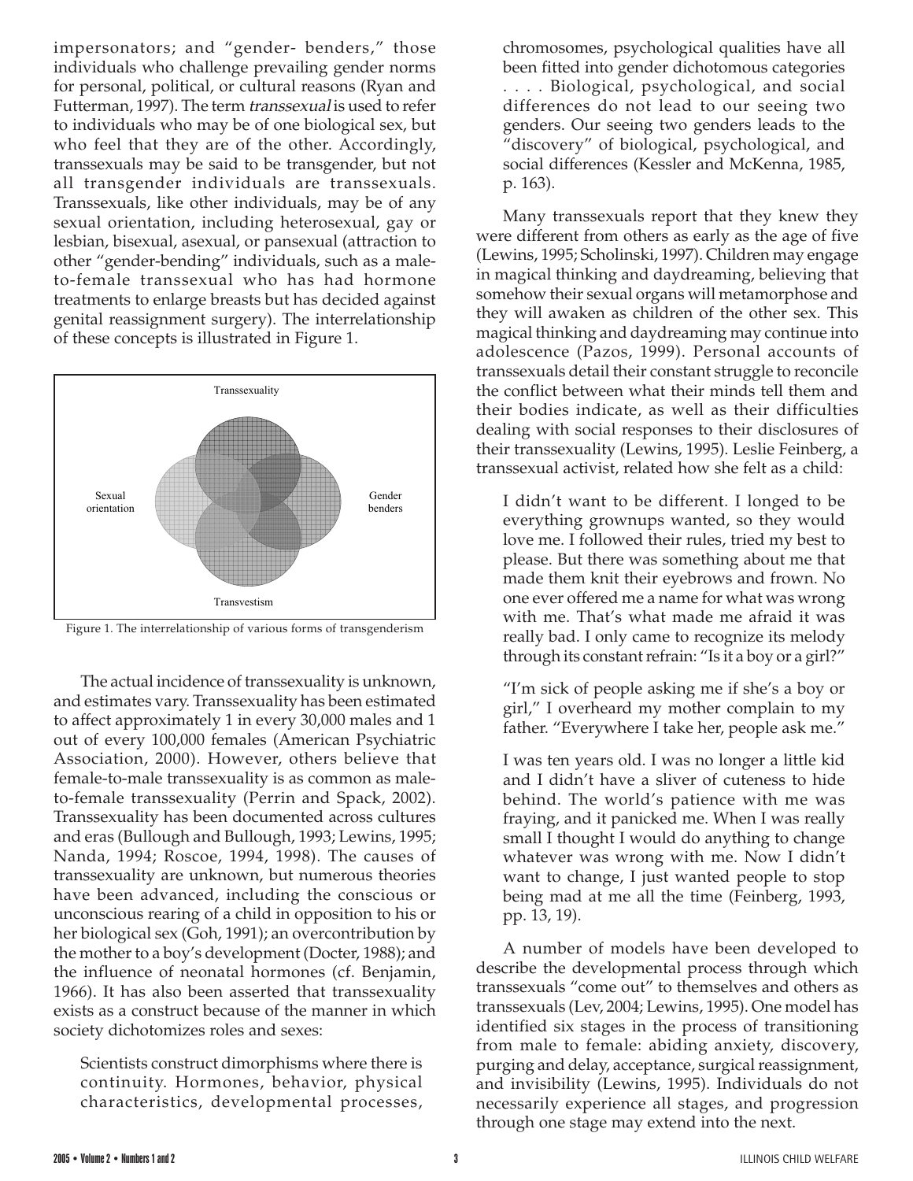impersonators; and "gender- benders," those individuals who challenge prevailing gender norms for personal, political, or cultural reasons (Ryan and Futterman, 1997). The term *transsexual* is used to refer to individuals who may be of one biological sex, but who feel that they are of the other. Accordingly, transsexuals may be said to be transgender, but not all transgender individuals are transsexuals. Transsexuals, like other individuals, may be of any sexual orientation, including heterosexual, gay or lesbian, bisexual, asexual, or pansexual (attraction to other "gender-bending" individuals, such as a male-to-female transsexual who has had hormone treatments to enlarge breasts but has decided against genital reassignment surgery). The interrelationship of these concepts is illustrated in Figure 1.

Transsexuality

Sexual orientation

Gender benders

Transvestism

Figure 1. The interrelationship of various forms of transgenderism

The actual incidence of transsexuality is unknown, and estimates vary. Transsexuality has been estimated to affect approximately 1 in every 30,000 males and 1 out of every 100,000 females (American Psychiatric Association, 2000). However, others believe that female-to-male transsexuality is as common as male-to-female transsexuality (Perrin and Spack, 2002). Transsexuality has been documented across cultures and eras (Bullough and Bullough, 1993; Lewins, 1995; Nanda, 1994; Roscoe, 1994, 1998). The causes of transsexuality are unknown, but numerous theories have been advanced, including the conscious or unconscious rearing of a child in opposition to his or her biological sex (Goh, 1991); an overcontribution by the mother to a boy's development (Docter, 1988); and the influence of neonatal hormones (cf. Benjamin, 1966). It has also been asserted that transsexuality exists as a construct because of the manner in which society dichotomizes roles and sexes:

> Scientists construct dimorphisms where there is continuity. Hormones, behavior, physical characteristics, developmental processes, chromosomes, psychological qualities have all been fitted into gender dichotomous categories . . . . Biological, psychological, and social differences do not lead to our seeing two genders. Our seeing two genders leads to the "discovery" of biological, psychological, and social differences (Kessler and McKenna, 1985, p. 163).

Many transsexuals report that they knew they were different from others as early as the age of five (Lewins, 1995; Scholinski, 1997). Children may engage in magical thinking and daydreaming, believing that somehow their sexual organs will metamorphose and they will awaken as children of the other sex. This magical thinking and daydreaming may continue into adolescence (Pazos, 1999). Personal accounts of transsexuals detail their constant struggle to reconcile the conflict between what their minds tell them and their bodies indicate, as well as their difficulties dealing with social responses to their disclosures of their transsexuality (Lewins, 1995). Leslie Feinberg, a transsexual activist, related how she felt as a child:

> I didn't want to be different. I longed to be everything grownups wanted, so they would love me. I followed their rules, tried my best to please. But there was something about me that made them knit their eyebrows and frown. No one ever offered me a name for what was wrong with me. That's what made me afraid it was really bad. I only came to recognize its melody through its constant refrain: "Is it a boy or a girl?"
>
> "I'm sick of people asking me if she's a boy or girl," I overheard my mother complain to my father. "Everywhere I take her, people ask me."
>
> I was ten years old. I was no longer a little kid and I didn't have a sliver of cuteness to hide behind. The world's patience with me was fraying, and it panicked me. When I was really small I thought I would do anything to change whatever was wrong with me. Now I didn't want to change, I just wanted people to stop being mad at me all the time (Feinberg, 1993, pp. 13, 19).

A number of models have been developed to describe the developmental process through which transsexuals "come out" to themselves and others as transsexuals (Lev, 2004; Lewins, 1995). One model has identified six stages in the process of transitioning from male to female: abiding anxiety, discovery, purging and delay, acceptance, surgical reassignment, and invisibility (Lewins, 1995). Individuals do not necessarily experience all stages, and progression through one stage may extend into the next.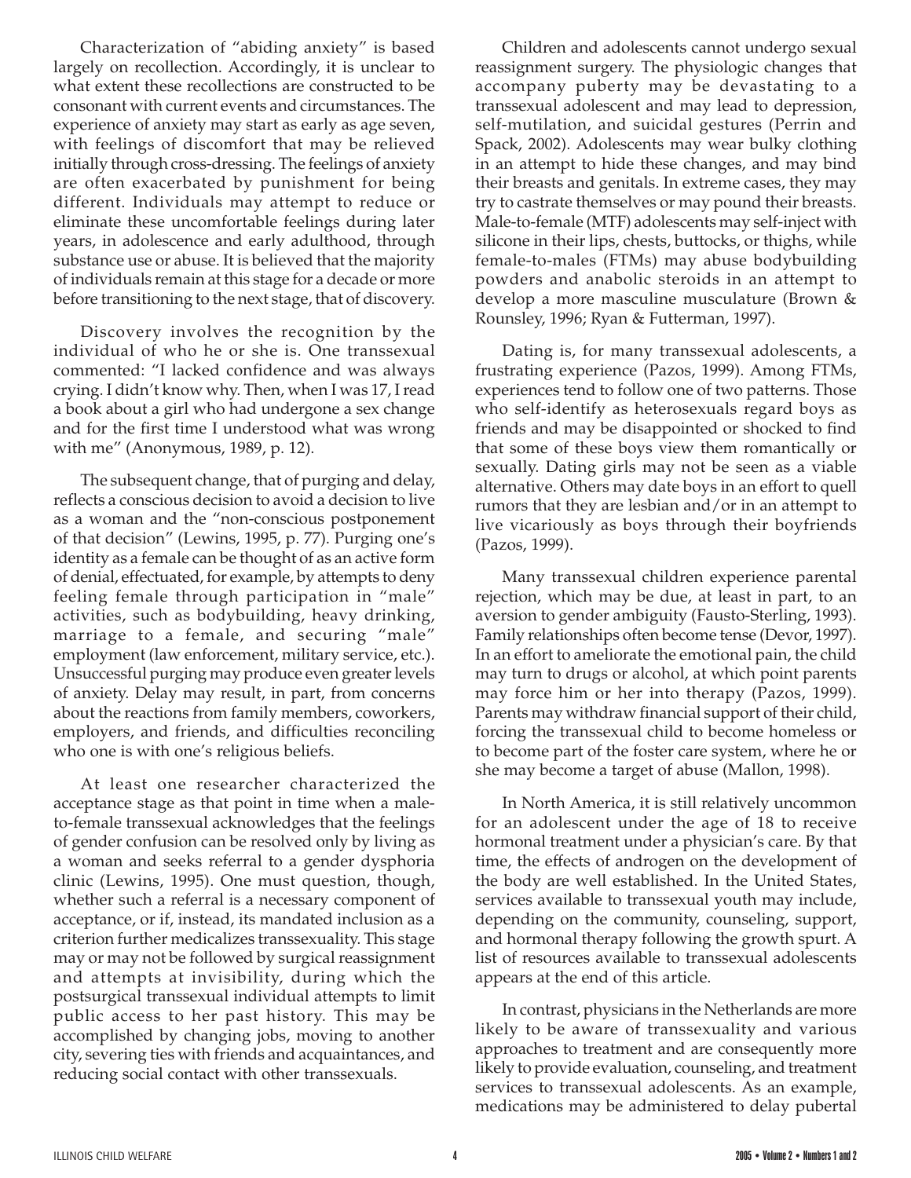Characterization of "abiding anxiety" is based largely on recollection. Accordingly, it is unclear to what extent these recollections are constructed to be consonant with current events and circumstances. The experience of anxiety may start as early as age seven, with feelings of discomfort that may be relieved initially through cross-dressing. The feelings of anxiety are often exacerbated by punishment for being different. Individuals may attempt to reduce or eliminate these uncomfortable feelings during later years, in adolescence and early adulthood, through substance use or abuse. It is believed that the majority of individuals remain at this stage for a decade or more before transitioning to the next stage, that of discovery.

Discovery involves the recognition by the individual of who he or she is. One transsexual commented: "I lacked confidence and was always crying. I didn't know why. Then, when I was 17, I read a book about a girl who had undergone a sex change and for the first time I understood what was wrong with me" (Anonymous, 1989, p. 12).

The subsequent change, that of purging and delay, reflects a conscious decision to avoid a decision to live as a woman and the "non-conscious postponement of that decision" (Lewins, 1995, p. 77). Purging one's identity as a female can be thought of as an active form of denial, effectuated, for example, by attempts to deny feeling female through participation in "male" activities, such as bodybuilding, heavy drinking, marriage to a female, and securing "male" employment (law enforcement, military service, etc.). Unsuccessful purging may produce even greater levels of anxiety. Delay may result, in part, from concerns about the reactions from family members, coworkers, employers, and friends, and difficulties reconciling who one is with one's religious beliefs.

At least one researcher characterized the acceptance stage as that point in time when a male-to-female transsexual acknowledges that the feelings of gender confusion can be resolved only by living as a woman and seeks referral to a gender dysphoria clinic (Lewins, 1995). One must question, though, whether such a referral is a necessary component of acceptance, or if, instead, its mandated inclusion as a criterion further medicalizes transsexuality. This stage may or may not be followed by surgical reassignment and attempts at invisibility, during which the postsurgical transsexual individual attempts to limit public access to her past history. This may be accomplished by changing jobs, moving to another city, severing ties with friends and acquaintances, and reducing social contact with other transsexuals.

Children and adolescents cannot undergo sexual reassignment surgery. The physiologic changes that accompany puberty may be devastating to a transsexual adolescent and may lead to depression, self-mutilation, and suicidal gestures (Perrin and Spack, 2002). Adolescents may wear bulky clothing in an attempt to hide these changes, and may bind their breasts and genitals. In extreme cases, they may try to castrate themselves or may pound their breasts. Male-to-female (MTF) adolescents may self-inject with silicone in their lips, chests, buttocks, or thighs, while female-to-males (FTMs) may abuse bodybuilding powders and anabolic steroids in an attempt to develop a more masculine musculature (Brown & Rounsley, 1996; Ryan & Futterman, 1997).

Dating is, for many transsexual adolescents, a frustrating experience (Pazos, 1999). Among FTMs, experiences tend to follow one of two patterns. Those who self-identify as heterosexuals regard boys as friends and may be disappointed or shocked to find that some of these boys view them romantically or sexually. Dating girls may not be seen as a viable alternative. Others may date boys in an effort to quell rumors that they are lesbian and/or in an attempt to live vicariously as boys through their boyfriends (Pazos, 1999).

Many transsexual children experience parental rejection, which may be due, at least in part, to an aversion to gender ambiguity (Fausto-Sterling, 1993). Family relationships often become tense (Devor, 1997). In an effort to ameliorate the emotional pain, the child may turn to drugs or alcohol, at which point parents may force him or her into therapy (Pazos, 1999). Parents may withdraw financial support of their child, forcing the transsexual child to become homeless or to become part of the foster care system, where he or she may become a target of abuse (Mallon, 1998).

In North America, it is still relatively uncommon for an adolescent under the age of 18 to receive hormonal treatment under a physician's care. By that time, the effects of androgen on the development of the body are well established. In the United States, services available to transsexual youth may include, depending on the community, counseling, support, and hormonal therapy following the growth spurt. A list of resources available to transsexual adolescents appears at the end of this article.

In contrast, physicians in the Netherlands are more likely to be aware of transsexuality and various approaches to treatment and are consequently more likely to provide evaluation, counseling, and treatment services to transsexual adolescents. As an example, medications may be administered to delay pubertal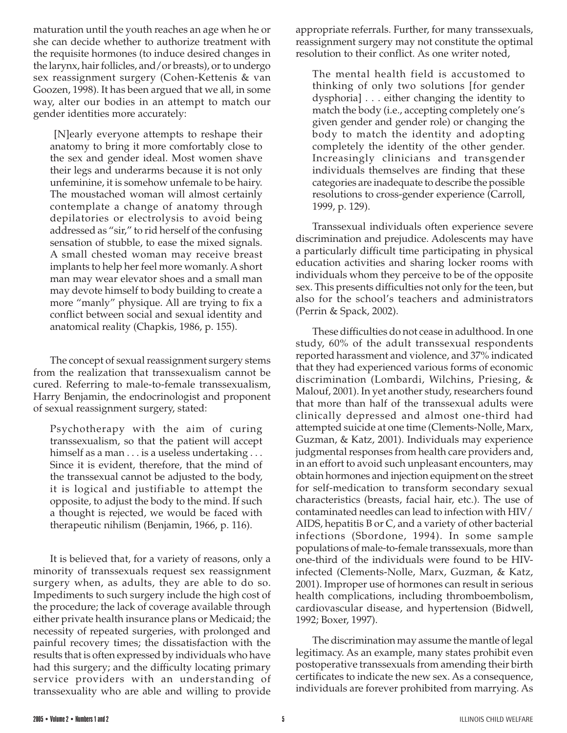maturation until the youth reaches an age when he or she can decide whether to authorize treatment with the requisite hormones (to induce desired changes in the larynx, hair follicles, and/or breasts), or to undergo sex reassignment surgery (Cohen-Kettenis & van Goozen, 1998). It has been argued that we all, in some way, alter our bodies in an attempt to match our gender identities more accurately:

> [N]early everyone attempts to reshape their anatomy to bring it more comfortably close to the sex and gender ideal. Most women shave their legs and underarms because it is not only unfeminine, it is somehow unfemale to be hairy. The moustached woman will almost certainly contemplate a change of anatomy through depilatories or electrolysis to avoid being addressed as "sir," to rid herself of the confusing sensation of stubble, to ease the mixed signals. A small chested woman may receive breast implants to help her feel more womanly. A short man may wear elevator shoes and a small man may devote himself to body building to create a more "manly" physique. All are trying to fix a conflict between social and sexual identity and anatomical reality (Chapkis, 1986, p. 155).

The concept of sexual reassignment surgery stems from the realization that transsexualism cannot be cured. Referring to male-to-female transsexualism, Harry Benjamin, the endocrinologist and proponent of sexual reassignment surgery, stated:

> Psychotherapy with the aim of curing transsexualism, so that the patient will accept himself as a man . . . is a useless undertaking . . . Since it is evident, therefore, that the mind of the transsexual cannot be adjusted to the body, it is logical and justifiable to attempt the opposite, to adjust the body to the mind. If such a thought is rejected, we would be faced with therapeutic nihilism (Benjamin, 1966, p. 116).

It is believed that, for a variety of reasons, only a minority of transsexuals request sex reassignment surgery when, as adults, they are able to do so. Impediments to such surgery include the high cost of the procedure; the lack of coverage available through either private health insurance plans or Medicaid; the necessity of repeated surgeries, with prolonged and painful recovery times; the dissatisfaction with the results that is often expressed by individuals who have had this surgery; and the difficulty locating primary service providers with an understanding of transsexuality who are able and willing to provide appropriate referrals. Further, for many transsexuals, reassignment surgery may not constitute the optimal resolution to their conflict. As one writer noted,

> The mental health field is accustomed to thinking of only two solutions [for gender dysphoria] . . . either changing the identity to match the body (i.e., accepting completely one's given gender and gender role) or changing the body to match the identity and adopting completely the identity of the other gender. Increasingly clinicians and transgender individuals themselves are finding that these categories are inadequate to describe the possible resolutions to cross-gender experience (Carroll, 1999, p. 129).

Transsexual individuals often experience severe discrimination and prejudice. Adolescents may have a particularly difficult time participating in physical education activities and sharing locker rooms with individuals whom they perceive to be of the opposite sex. This presents difficulties not only for the teen, but also for the school's teachers and administrators (Perrin & Spack, 2002).

These difficulties do not cease in adulthood. In one study, 60% of the adult transsexual respondents reported harassment and violence, and 37% indicated that they had experienced various forms of economic discrimination (Lombardi, Wilchins, Priesing, & Malouf, 2001). In yet another study, researchers found that more than half of the transsexual adults were clinically depressed and almost one-third had attempted suicide at one time (Clements-Nolle, Marx, Guzman, & Katz, 2001). Individuals may experience judgmental responses from health care providers and, in an effort to avoid such unpleasant encounters, may obtain hormones and injection equipment on the street for self-medication to transform secondary sexual characteristics (breasts, facial hair, etc.). The use of contaminated needles can lead to infection with HIV/AIDS, hepatitis B or C, and a variety of other bacterial infections (Sbordone, 1994). In some sample populations of male-to-female transsexuals, more than one-third of the individuals were found to be HIV-infected (Clements-Nolle, Marx, Guzman, & Katz, 2001). Improper use of hormones can result in serious health complications, including thromboembolism, cardiovascular disease, and hypertension (Bidwell, 1992; Boxer, 1997).

The discrimination may assume the mantle of legal legitimacy. As an example, many states prohibit even postoperative transsexuals from amending their birth certificates to indicate the new sex. As a consequence, individuals are forever prohibited from marrying. As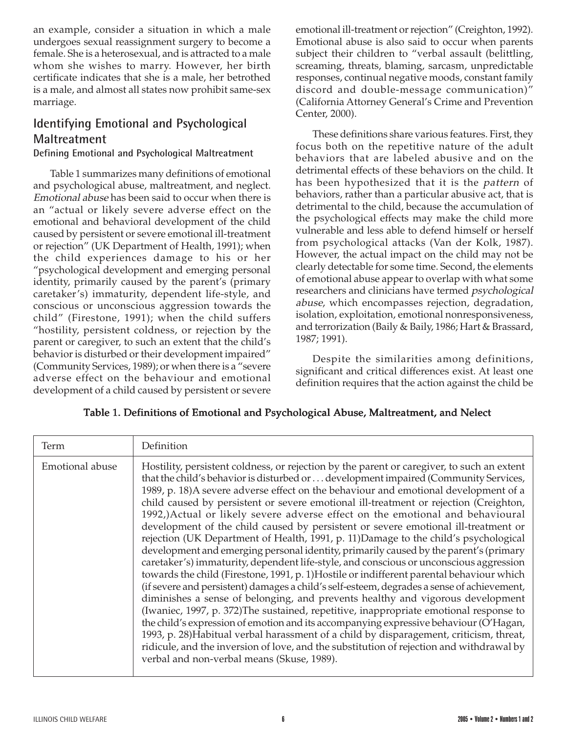an example, consider a situation in which a male undergoes sexual reassignment surgery to become a female. She is a heterosexual, and is attracted to a male whom she wishes to marry. However, her birth certificate indicates that she is a male, her betrothed is a male, and almost all states now prohibit same-sex marriage.

## Identifying Emotional and Psychological Maltreatment

### Defining Emotional and Psychological Maltreatment

Table 1 summarizes many definitions of emotional and psychological abuse, maltreatment, and neglect. *Emotional abuse* has been said to occur when there is an "actual or likely severe adverse effect on the emotional and behavioral development of the child caused by persistent or severe emotional ill-treatment or rejection" (UK Department of Health, 1991); when the child experiences damage to his or her "psychological development and emerging personal identity, primarily caused by the parent's (primary caretaker's) immaturity, dependent life-style, and conscious or unconscious aggression towards the child" (Firestone, 1991); when the child suffers "hostility, persistent coldness, or rejection by the parent or caregiver, to such an extent that the child's behavior is disturbed or their development impaired" (Community Services, 1989); or when there is a "severe adverse effect on the behaviour and emotional development of a child caused by persistent or severe emotional ill-treatment or rejection" (Creighton, 1992). Emotional abuse is also said to occur when parents subject their children to "verbal assault (belittling, screaming, threats, blaming, sarcasm, unpredictable responses, continual negative moods, constant family discord and double-message communication)" (California Attorney General's Crime and Prevention Center, 2000).

These definitions share various features. First, they focus both on the repetitive nature of the adult behaviors that are labeled abusive and on the detrimental effects of these behaviors on the child. It has been hypothesized that it is the *pattern* of behaviors, rather than a particular abusive act, that is detrimental to the child, because the accumulation of the psychological effects may make the child more vulnerable and less able to defend himself or herself from psychological attacks (Van der Kolk, 1987). However, the actual impact on the child may not be clearly detectable for some time. Second, the elements of emotional abuse appear to overlap with what some researchers and clinicians have termed *psychological abuse*, which encompasses rejection, degradation, isolation, exploitation, emotional nonresponsiveness, and terrorization (Baily & Baily, 1986; Hart & Brassard, 1987; 1991).

Despite the similarities among definitions, significant and critical differences exist. At least one definition requires that the action against the child be

**Table 1. Definitions of Emotional and Psychological Abuse, Maltreatment, and Nelect**

| Term | Definition |
|---|---|
| Emotional abuse | Hostility, persistent coldness, or rejection by the parent or caregiver, to such an extent that the child's behavior is disturbed or . . . development impaired (Community Services, 1989, p. 18)A severe adverse effect on the behaviour and emotional development of a child caused by persistent or severe emotional ill-treatment or rejection (Creighton, 1992,)Actual or likely severe adverse effect on the emotional and behavioural development of the child caused by persistent or severe emotional ill-treatment or rejection (UK Department of Health, 1991, p. 11)Damage to the child's psychological development and emerging personal identity, primarily caused by the parent's (primary caretaker's) immaturity, dependent life-style, and conscious or unconscious aggression towards the child (Firestone, 1991, p. 1)Hostile or indifferent parental behaviour which (if severe and persistent) damages a child's self-esteem, degrades a sense of achievement, diminishes a sense of belonging, and prevents healthy and vigorous development (Iwaniec, 1997, p. 372)The sustained, repetitive, inappropriate emotional response to the child's expression of emotion and its accompanying expressive behaviour (O'Hagan, 1993, p. 28)Habitual verbal harassment of a child by disparagement, criticism, threat, ridicule, and the inversion of love, and the substitution of rejection and withdrawal by verbal and non-verbal means (Skuse, 1989). |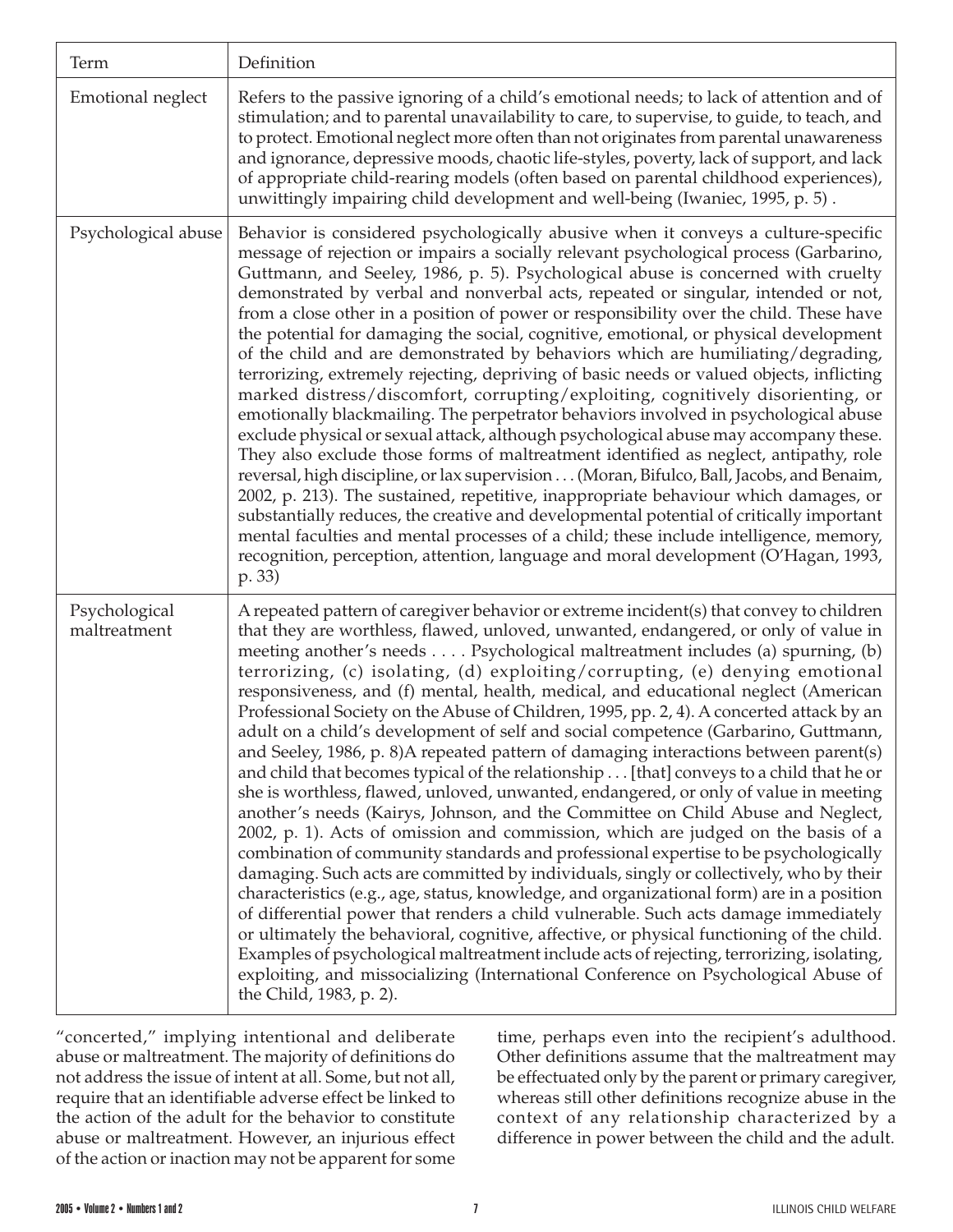| Term | Definition |
|---|---|
| Emotional neglect | Refers to the passive ignoring of a child's emotional needs; to lack of attention and of stimulation; and to parental unavailability to care, to supervise, to guide, to teach, and to protect. Emotional neglect more often than not originates from parental unawareness and ignorance, depressive moods, chaotic life-styles, poverty, lack of support, and lack of appropriate child-rearing models (often based on parental childhood experiences), unwittingly impairing child development and well-being (Iwaniec, 1995, p. 5) . |
| Psychological abuse | Behavior is considered psychologically abusive when it conveys a culture-specific message of rejection or impairs a socially relevant psychological process (Garbarino, Guttmann, and Seeley, 1986, p. 5). Psychological abuse is concerned with cruelty demonstrated by verbal and nonverbal acts, repeated or singular, intended or not, from a close other in a position of power or responsibility over the child. These have the potential for damaging the social, cognitive, emotional, or physical development of the child and are demonstrated by behaviors which are humiliating/degrading, terrorizing, extremely rejecting, depriving of basic needs or valued objects, inflicting marked distress/discomfort, corrupting/exploiting, cognitively disorienting, or emotionally blackmailing. The perpetrator behaviors involved in psychological abuse exclude physical or sexual attack, although psychological abuse may accompany these. They also exclude those forms of maltreatment identified as neglect, antipathy, role reversal, high discipline, or lax supervision . . . (Moran, Bifulco, Ball, Jacobs, and Benaim, 2002, p. 213). The sustained, repetitive, inappropriate behaviour which damages, or substantially reduces, the creative and developmental potential of critically important mental faculties and mental processes of a child; these include intelligence, memory, recognition, perception, attention, language and moral development (O'Hagan, 1993, p. 33) |
| Psychological maltreatment | A repeated pattern of caregiver behavior or extreme incident(s) that convey to children that they are worthless, flawed, unloved, unwanted, endangered, or only of value in meeting another's needs . . . . Psychological maltreatment includes (a) spurning, (b) terrorizing, (c) isolating, (d) exploiting/corrupting, (e) denying emotional responsiveness, and (f) mental, health, medical, and educational neglect (American Professional Society on the Abuse of Children, 1995, pp. 2, 4). A concerted attack by an adult on a child's development of self and social competence (Garbarino, Guttmann, and Seeley, 1986, p. 8)A repeated pattern of damaging interactions between parent(s) and child that becomes typical of the relationship . . . [that] conveys to a child that he or she is worthless, flawed, unloved, unwanted, endangered, or only of value in meeting another's needs (Kairys, Johnson, and the Committee on Child Abuse and Neglect, 2002, p. 1). Acts of omission and commission, which are judged on the basis of a combination of community standards and professional expertise to be psychologically damaging. Such acts are committed by individuals, singly or collectively, who by their characteristics (e.g., age, status, knowledge, and organizational form) are in a position of differential power that renders a child vulnerable. Such acts damage immediately or ultimately the behavioral, cognitive, affective, or physical functioning of the child. Examples of psychological maltreatment include acts of rejecting, terrorizing, isolating, exploiting, and missocializing (International Conference on Psychological Abuse of the Child, 1983, p. 2). |

"concerted," implying intentional and deliberate abuse or maltreatment. The majority of definitions do not address the issue of intent at all. Some, but not all, require that an identifiable adverse effect be linked to the action of the adult for the behavior to constitute abuse or maltreatment. However, an injurious effect of the action or inaction may not be apparent for some time, perhaps even into the recipient's adulthood. Other definitions assume that the maltreatment may be effectuated only by the parent or primary caregiver, whereas still other definitions recognize abuse in the context of any relationship characterized by a difference in power between the child and the adult.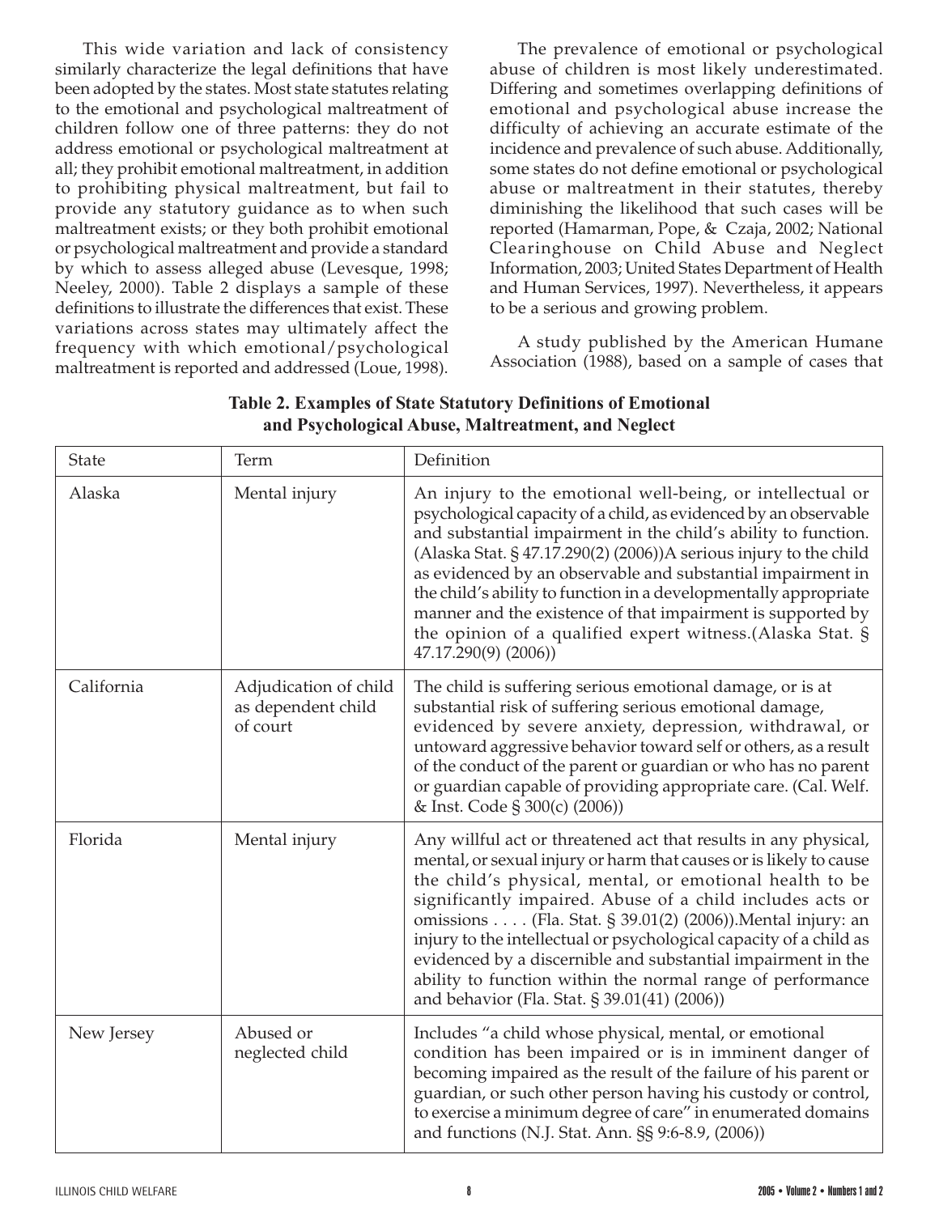This wide variation and lack of consistency similarly characterize the legal definitions that have been adopted by the states. Most state statutes relating to the emotional and psychological maltreatment of children follow one of three patterns: they do not address emotional or psychological maltreatment at all; they prohibit emotional maltreatment, in addition to prohibiting physical maltreatment, but fail to provide any statutory guidance as to when such maltreatment exists; or they both prohibit emotional or psychological maltreatment and provide a standard by which to assess alleged abuse (Levesque, 1998; Neeley, 2000). Table 2 displays a sample of these definitions to illustrate the differences that exist. These variations across states may ultimately affect the frequency with which emotional/psychological maltreatment is reported and addressed (Loue, 1998).

The prevalence of emotional or psychological abuse of children is most likely underestimated. Differing and sometimes overlapping definitions of emotional and psychological abuse increase the difficulty of achieving an accurate estimate of the incidence and prevalence of such abuse. Additionally, some states do not define emotional or psychological abuse or maltreatment in their statutes, thereby diminishing the likelihood that such cases will be reported (Hamarman, Pope, & Czaja, 2002; National Clearinghouse on Child Abuse and Neglect Information, 2003; United States Department of Health and Human Services, 1997). Nevertheless, it appears to be a serious and growing problem.

A study published by the American Humane Association (1988), based on a sample of cases that

**Table 2. Examples of State Statutory Definitions of Emotional and Psychological Abuse, Maltreatment, and Neglect**

| State | Term | Definition |
|---|---|---|
| Alaska | Mental injury | An injury to the emotional well-being, or intellectual or psychological capacity of a child, as evidenced by an observable and substantial impairment in the child's ability to function. (Alaska Stat. § 47.17.290(2) (2006))A serious injury to the child as evidenced by an observable and substantial impairment in the child's ability to function in a developmentally appropriate manner and the existence of that impairment is supported by the opinion of a qualified expert witness.(Alaska Stat. § 47.17.290(9) (2006)) |
| California | Adjudication of child as dependent child of court | The child is suffering serious emotional damage, or is at substantial risk of suffering serious emotional damage, evidenced by severe anxiety, depression, withdrawal, or untoward aggressive behavior toward self or others, as a result of the conduct of the parent or guardian or who has no parent or guardian capable of providing appropriate care. (Cal. Welf. & Inst. Code § 300(c) (2006)) |
| Florida | Mental injury | Any willful act or threatened act that results in any physical, mental, or sexual injury or harm that causes or is likely to cause the child's physical, mental, or emotional health to be significantly impaired. Abuse of a child includes acts or omissions . . . . (Fla. Stat. § 39.01(2) (2006)).Mental injury: an injury to the intellectual or psychological capacity of a child as evidenced by a discernible and substantial impairment in the ability to function within the normal range of performance and behavior (Fla. Stat. § 39.01(41) (2006)) |
| New Jersey | Abused or neglected child | Includes "a child whose physical, mental, or emotional condition has been impaired or is in imminent danger of becoming impaired as the result of the failure of his parent or guardian, or such other person having his custody or control, to exercise a minimum degree of care" in enumerated domains and functions (N.J. Stat. Ann. §§ 9:6-8.9, (2006)) |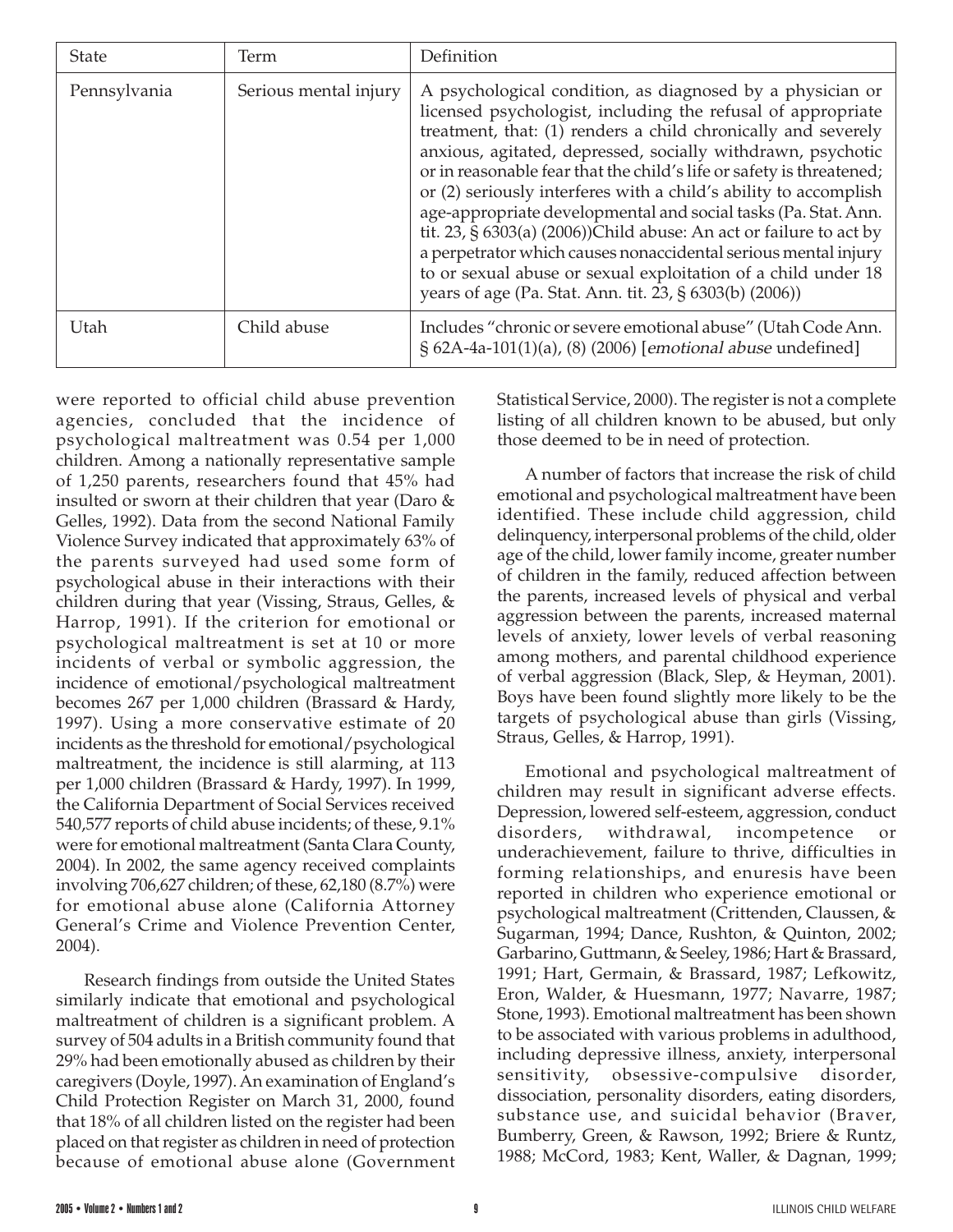| State | Term | Definition |
|---|---|---|
| Pennsylvania | Serious mental injury | A psychological condition, as diagnosed by a physician or licensed psychologist, including the refusal of appropriate treatment, that: (1) renders a child chronically and severely anxious, agitated, depressed, socially withdrawn, psychotic or in reasonable fear that the child's life or safety is threatened; or (2) seriously interferes with a child's ability to accomplish age-appropriate developmental and social tasks (Pa. Stat. Ann. tit. 23, § 6303(a) (2006))Child abuse: An act or failure to act by a perpetrator which causes nonaccidental serious mental injury to or sexual abuse or sexual exploitation of a child under 18 years of age (Pa. Stat. Ann. tit. 23, § 6303(b) (2006)) |
| Utah | Child abuse | Includes "chronic or severe emotional abuse" (Utah Code Ann. § 62A-4a-101(1)(a), (8) (2006) [*emotional abuse* undefined] |

were reported to official child abuse prevention agencies, concluded that the incidence of psychological maltreatment was 0.54 per 1,000 children. Among a nationally representative sample of 1,250 parents, researchers found that 45% had insulted or sworn at their children that year (Daro & Gelles, 1992). Data from the second National Family Violence Survey indicated that approximately 63% of the parents surveyed had used some form of psychological abuse in their interactions with their children during that year (Vissing, Straus, Gelles, & Harrop, 1991). If the criterion for emotional or psychological maltreatment is set at 10 or more incidents of verbal or symbolic aggression, the incidence of emotional/psychological maltreatment becomes 267 per 1,000 children (Brassard & Hardy, 1997). Using a more conservative estimate of 20 incidents as the threshold for emotional/psychological maltreatment, the incidence is still alarming, at 113 per 1,000 children (Brassard & Hardy, 1997). In 1999, the California Department of Social Services received 540,577 reports of child abuse incidents; of these, 9.1% were for emotional maltreatment (Santa Clara County, 2004). In 2002, the same agency received complaints involving 706,627 children; of these, 62,180 (8.7%) were for emotional abuse alone (California Attorney General's Crime and Violence Prevention Center, 2004).

Research findings from outside the United States similarly indicate that emotional and psychological maltreatment of children is a significant problem. A survey of 504 adults in a British community found that 29% had been emotionally abused as children by their caregivers (Doyle, 1997). An examination of England's Child Protection Register on March 31, 2000, found that 18% of all children listed on the register had been placed on that register as children in need of protection because of emotional abuse alone (Government Statistical Service, 2000). The register is not a complete listing of all children known to be abused, but only those deemed to be in need of protection.

A number of factors that increase the risk of child emotional and psychological maltreatment have been identified. These include child aggression, child delinquency, interpersonal problems of the child, older age of the child, lower family income, greater number of children in the family, reduced affection between the parents, increased levels of physical and verbal aggression between the parents, increased maternal levels of anxiety, lower levels of verbal reasoning among mothers, and parental childhood experience of verbal aggression (Black, Slep, & Heyman, 2001). Boys have been found slightly more likely to be the targets of psychological abuse than girls (Vissing, Straus, Gelles, & Harrop, 1991).

Emotional and psychological maltreatment of children may result in significant adverse effects. Depression, lowered self-esteem, aggression, conduct disorders, withdrawal, incompetence or underachievement, failure to thrive, difficulties in forming relationships, and enuresis have been reported in children who experience emotional or psychological maltreatment (Crittenden, Claussen, & Sugarman, 1994; Dance, Rushton, & Quinton, 2002; Garbarino, Guttmann, & Seeley, 1986; Hart & Brassard, 1991; Hart, Germain, & Brassard, 1987; Lefkowitz, Eron, Walder, & Huesmann, 1977; Navarre, 1987; Stone, 1993). Emotional maltreatment has been shown to be associated with various problems in adulthood, including depressive illness, anxiety, interpersonal sensitivity, obsessive-compulsive disorder, dissociation, personality disorders, eating disorders, substance use, and suicidal behavior (Braver, Bumberry, Green, & Rawson, 1992; Briere & Runtz, 1988; McCord, 1983; Kent, Waller, & Dagnan, 1999;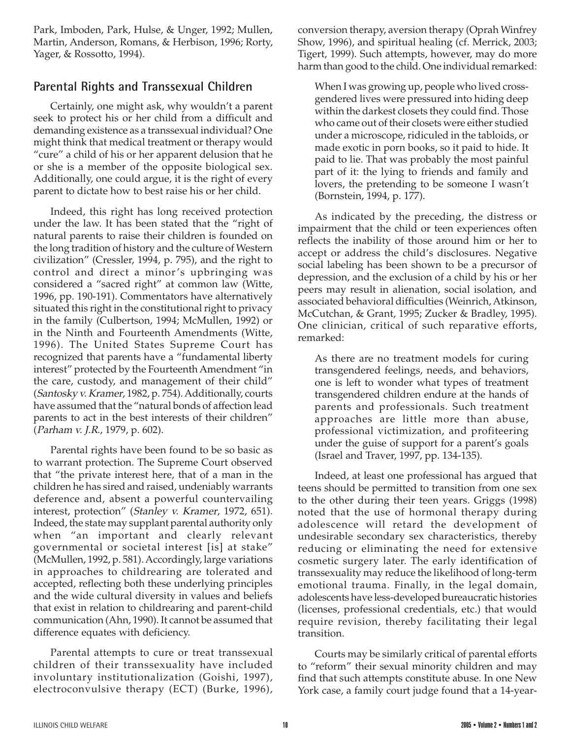Park, Imboden, Park, Hulse, & Unger, 1992; Mullen, Martin, Anderson, Romans, & Herbison, 1996; Rorty, Yager, & Rossotto, 1994).

## Parental Rights and Transsexual Children

Certainly, one might ask, why wouldn't a parent seek to protect his or her child from a difficult and demanding existence as a transsexual individual? One might think that medical treatment or therapy would "cure" a child of his or her apparent delusion that he or she is a member of the opposite biological sex. Additionally, one could argue, it is the right of every parent to dictate how to best raise his or her child.

Indeed, this right has long received protection under the law. It has been stated that the "right of natural parents to raise their children is founded on the long tradition of history and the culture of Western civilization" (Cressler, 1994, p. 795), and the right to control and direct a minor's upbringing was considered a "sacred right" at common law (Witte, 1996, pp. 190-191). Commentators have alternatively situated this right in the constitutional right to privacy in the family (Culbertson, 1994; McMullen, 1992) or in the Ninth and Fourteenth Amendments (Witte, 1996). The United States Supreme Court has recognized that parents have a "fundamental liberty interest" protected by the Fourteenth Amendment "in the care, custody, and management of their child" (*Santosky v. Kramer*, 1982, p. 754). Additionally, courts have assumed that the "natural bonds of affection lead parents to act in the best interests of their children" (*Parham v. J.R.*, 1979, p. 602).

Parental rights have been found to be so basic as to warrant protection. The Supreme Court observed that "the private interest here, that of a man in the children he has sired and raised, undeniably warrants deference and, absent a powerful countervailing interest, protection" (*Stanley v. Kramer*, 1972, 651). Indeed, the state may supplant parental authority only when "an important and clearly relevant governmental or societal interest [is] at stake" (McMullen, 1992, p. 581). Accordingly, large variations in approaches to childrearing are tolerated and accepted, reflecting both these underlying principles and the wide cultural diversity in values and beliefs that exist in relation to childrearing and parent-child communication (Ahn, 1990). It cannot be assumed that difference equates with deficiency.

Parental attempts to cure or treat transsexual children of their transsexuality have included involuntary institutionalization (Goishi, 1997), electroconvulsive therapy (ECT) (Burke, 1996), conversion therapy, aversion therapy (Oprah Winfrey Show, 1996), and spiritual healing (cf. Merrick, 2003; Tigert, 1999). Such attempts, however, may do more harm than good to the child. One individual remarked:

> When I was growing up, people who lived cross-gendered lives were pressured into hiding deep within the darkest closets they could find. Those who came out of their closets were either studied under a microscope, ridiculed in the tabloids, or made exotic in porn books, so it paid to hide. It paid to lie. That was probably the most painful part of it: the lying to friends and family and lovers, the pretending to be someone I wasn't (Bornstein, 1994, p. 177).

As indicated by the preceding, the distress or impairment that the child or teen experiences often reflects the inability of those around him or her to accept or address the child's disclosures. Negative social labeling has been shown to be a precursor of depression, and the exclusion of a child by his or her peers may result in alienation, social isolation, and associated behavioral difficulties (Weinrich, Atkinson, McCutchan, & Grant, 1995; Zucker & Bradley, 1995). One clinician, critical of such reparative efforts, remarked:

> As there are no treatment models for curing transgendered feelings, needs, and behaviors, one is left to wonder what types of treatment transgendered children endure at the hands of parents and professionals. Such treatment approaches are little more than abuse, professional victimization, and profiteering under the guise of support for a parent's goals (Israel and Traver, 1997, pp. 134-135).

Indeed, at least one professional has argued that teens should be permitted to transition from one sex to the other during their teen years. Griggs (1998) noted that the use of hormonal therapy during adolescence will retard the development of undesirable secondary sex characteristics, thereby reducing or eliminating the need for extensive cosmetic surgery later. The early identification of transsexuality may reduce the likelihood of long-term emotional trauma. Finally, in the legal domain, adolescents have less-developed bureaucratic histories (licenses, professional credentials, etc.) that would require revision, thereby facilitating their legal transition.

Courts may be similarly critical of parental efforts to "reform" their sexual minority children and may find that such attempts constitute abuse. In one New York case, a family court judge found that a 14-year-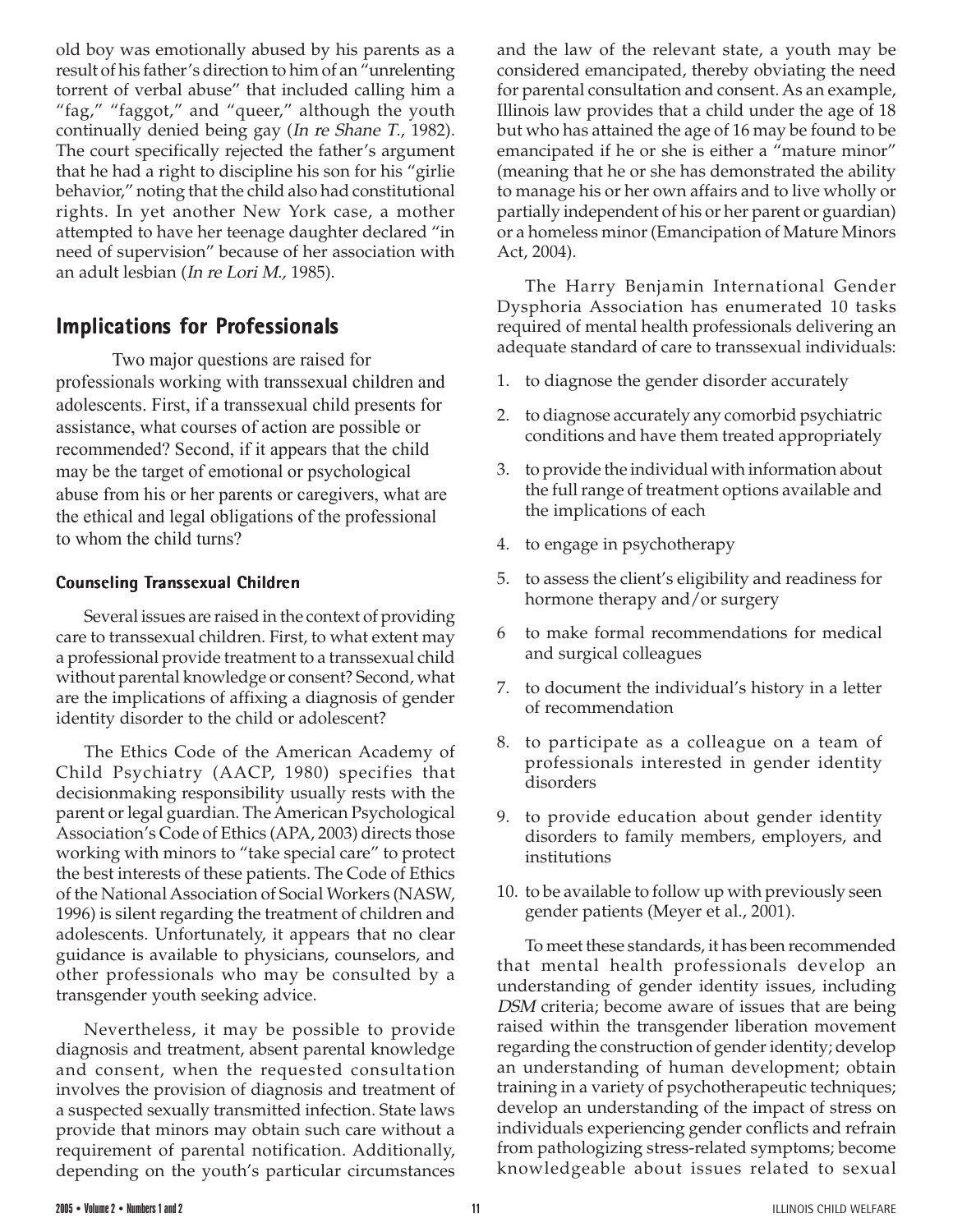old boy was emotionally abused by his parents as a result of his father's direction to him of an "unrelenting torrent of verbal abuse" that included calling him a "fag," "faggot," and "queer," although the youth continually denied being gay (*In re Shane T.*, 1982). The court specifically rejected the father's argument that he had a right to discipline his son for his "girlie behavior," noting that the child also had constitutional rights. In yet another New York case, a mother attempted to have her teenage daughter declared "in need of supervision" because of her association with an adult lesbian (*In re Lori M.,* 1985).

## Implications for Professionals

Two major questions are raised for professionals working with transsexual children and adolescents. First, if a transsexual child presents for assistance, what courses of action are possible or recommended? Second, if it appears that the child may be the target of emotional or psychological abuse from his or her parents or caregivers, what are the ethical and legal obligations of the professional to whom the child turns?

### Counseling Transsexual Children

Several issues are raised in the context of providing care to transsexual children. First, to what extent may a professional provide treatment to a transsexual child without parental knowledge or consent? Second, what are the implications of affixing a diagnosis of gender identity disorder to the child or adolescent?

The Ethics Code of the American Academy of Child Psychiatry (AACP, 1980) specifies that decisionmaking responsibility usually rests with the parent or legal guardian. The American Psychological Association's Code of Ethics (APA, 2003) directs those working with minors to "take special care" to protect the best interests of these patients. The Code of Ethics of the National Association of Social Workers (NASW, 1996) is silent regarding the treatment of children and adolescents. Unfortunately, it appears that no clear guidance is available to physicians, counselors, and other professionals who may be consulted by a transgender youth seeking advice.

Nevertheless, it may be possible to provide diagnosis and treatment, absent parental knowledge and consent, when the requested consultation involves the provision of diagnosis and treatment of a suspected sexually transmitted infection. State laws provide that minors may obtain such care without a requirement of parental notification. Additionally, depending on the youth's particular circumstances and the law of the relevant state, a youth may be considered emancipated, thereby obviating the need for parental consultation and consent. As an example, Illinois law provides that a child under the age of 18 but who has attained the age of 16 may be found to be emancipated if he or she is either a "mature minor" (meaning that he or she has demonstrated the ability to manage his or her own affairs and to live wholly or partially independent of his or her parent or guardian) or a homeless minor (Emancipation of Mature Minors Act, 2004).

The Harry Benjamin International Gender Dysphoria Association has enumerated 10 tasks required of mental health professionals delivering an adequate standard of care to transsexual individuals:

1. to diagnose the gender disorder accurately
2. to diagnose accurately any comorbid psychiatric conditions and have them treated appropriately
3. to provide the individual with information about the full range of treatment options available and the implications of each
4. to engage in psychotherapy
5. to assess the client's eligibility and readiness for hormone therapy and/or surgery
6. to make formal recommendations for medical and surgical colleagues
7. to document the individual's history in a letter of recommendation
8. to participate as a colleague on a team of professionals interested in gender identity disorders
9. to provide education about gender identity disorders to family members, employers, and institutions
10. to be available to follow up with previously seen gender patients (Meyer et al., 2001).

To meet these standards, it has been recommended that mental health professionals develop an understanding of gender identity issues, including *DSM* criteria; become aware of issues that are being raised within the transgender liberation movement regarding the construction of gender identity; develop an understanding of human development; obtain training in a variety of psychotherapeutic techniques; develop an understanding of the impact of stress on individuals experiencing gender conflicts and refrain from pathologizing stress-related symptoms; become knowledgeable about issues related to sexual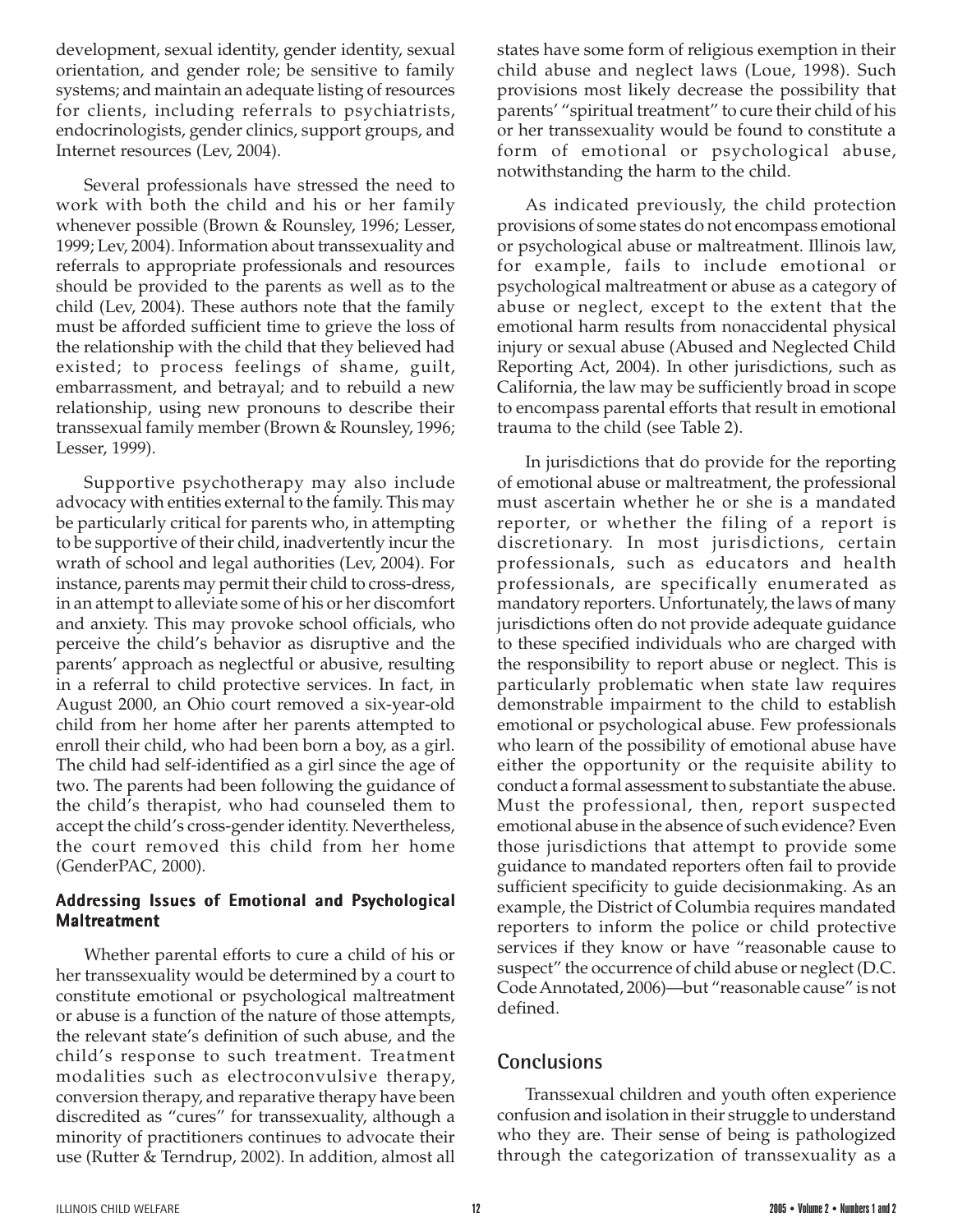development, sexual identity, gender identity, sexual orientation, and gender role; be sensitive to family systems; and maintain an adequate listing of resources for clients, including referrals to psychiatrists, endocrinologists, gender clinics, support groups, and Internet resources (Lev, 2004).

Several professionals have stressed the need to work with both the child and his or her family whenever possible (Brown & Rounsley, 1996; Lesser, 1999; Lev, 2004). Information about transsexuality and referrals to appropriate professionals and resources should be provided to the parents as well as to the child (Lev, 2004). These authors note that the family must be afforded sufficient time to grieve the loss of the relationship with the child that they believed had existed; to process feelings of shame, guilt, embarrassment, and betrayal; and to rebuild a new relationship, using new pronouns to describe their transsexual family member (Brown & Rounsley, 1996; Lesser, 1999).

Supportive psychotherapy may also include advocacy with entities external to the family. This may be particularly critical for parents who, in attempting to be supportive of their child, inadvertently incur the wrath of school and legal authorities (Lev, 2004). For instance, parents may permit their child to cross-dress, in an attempt to alleviate some of his or her discomfort and anxiety. This may provoke school officials, who perceive the child's behavior as disruptive and the parents' approach as neglectful or abusive, resulting in a referral to child protective services. In fact, in August 2000, an Ohio court removed a six-year-old child from her home after her parents attempted to enroll their child, who had been born a boy, as a girl. The child had self-identified as a girl since the age of two. The parents had been following the guidance of the child's therapist, who had counseled them to accept the child's cross-gender identity. Nevertheless, the court removed this child from her home (GenderPAC, 2000).

### Addressing Issues of Emotional and Psychological Maltreatment

Whether parental efforts to cure a child of his or her transsexuality would be determined by a court to constitute emotional or psychological maltreatment or abuse is a function of the nature of those attempts, the relevant state's definition of such abuse, and the child's response to such treatment. Treatment modalities such as electroconvulsive therapy, conversion therapy, and reparative therapy have been discredited as "cures" for transsexuality, although a minority of practitioners continues to advocate their use (Rutter & Terndrup, 2002). In addition, almost all states have some form of religious exemption in their child abuse and neglect laws (Loue, 1998). Such provisions most likely decrease the possibility that parents' "spiritual treatment" to cure their child of his or her transsexuality would be found to constitute a form of emotional or psychological abuse, notwithstanding the harm to the child.

As indicated previously, the child protection provisions of some states do not encompass emotional or psychological abuse or maltreatment. Illinois law, for example, fails to include emotional or psychological maltreatment or abuse as a category of abuse or neglect, except to the extent that the emotional harm results from nonaccidental physical injury or sexual abuse (Abused and Neglected Child Reporting Act, 2004). In other jurisdictions, such as California, the law may be sufficiently broad in scope to encompass parental efforts that result in emotional trauma to the child (see Table 2).

In jurisdictions that do provide for the reporting of emotional abuse or maltreatment, the professional must ascertain whether he or she is a mandated reporter, or whether the filing of a report is discretionary. In most jurisdictions, certain professionals, such as educators and health professionals, are specifically enumerated as mandatory reporters. Unfortunately, the laws of many jurisdictions often do not provide adequate guidance to these specified individuals who are charged with the responsibility to report abuse or neglect. This is particularly problematic when state law requires demonstrable impairment to the child to establish emotional or psychological abuse. Few professionals who learn of the possibility of emotional abuse have either the opportunity or the requisite ability to conduct a formal assessment to substantiate the abuse. Must the professional, then, report suspected emotional abuse in the absence of such evidence? Even those jurisdictions that attempt to provide some guidance to mandated reporters often fail to provide sufficient specificity to guide decisionmaking. As an example, the District of Columbia requires mandated reporters to inform the police or child protective services if they know or have "reasonable cause to suspect" the occurrence of child abuse or neglect (D.C. Code Annotated, 2006)—but "reasonable cause" is not defined.

## Conclusions

Transsexual children and youth often experience confusion and isolation in their struggle to understand who they are. Their sense of being is pathologized through the categorization of transsexuality as a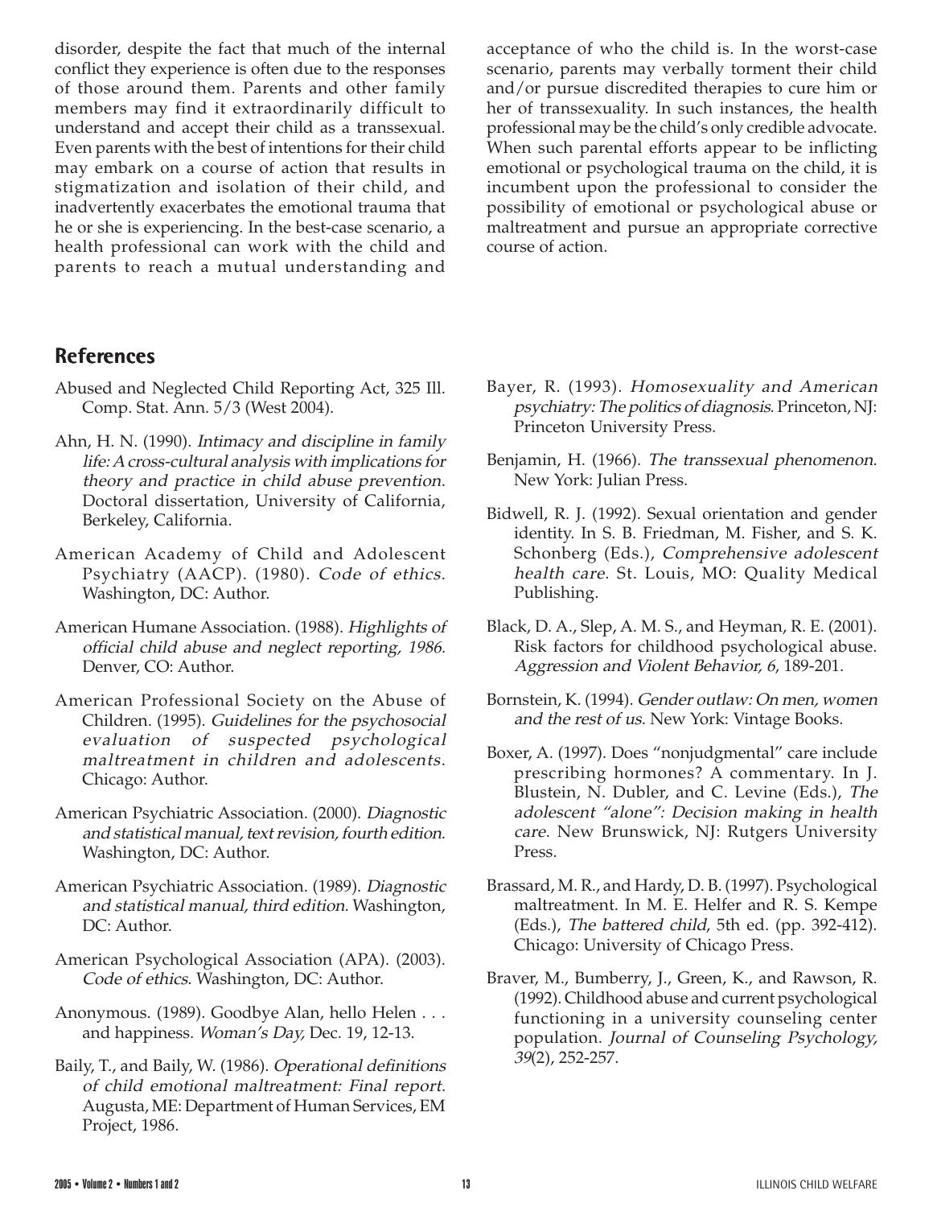disorder, despite the fact that much of the internal conflict they experience is often due to the responses of those around them. Parents and other family members may find it extraordinarily difficult to understand and accept their child as a transsexual. Even parents with the best of intentions for their child may embark on a course of action that results in stigmatization and isolation of their child, and inadvertently exacerbates the emotional trauma that he or she is experiencing. In the best-case scenario, a health professional can work with the child and parents to reach a mutual understanding and acceptance of who the child is. In the worst-case scenario, parents may verbally torment their child and/or pursue discredited therapies to cure him or her of transsexuality. In such instances, the health professional may be the child's only credible advocate. When such parental efforts appear to be inflicting emotional or psychological trauma on the child, it is incumbent upon the professional to consider the possibility of emotional or psychological abuse or maltreatment and pursue an appropriate corrective course of action.

## References

Abused and Neglected Child Reporting Act, 325 Ill. Comp. Stat. Ann. 5/3 (West 2004).

Ahn, H. N. (1990). *Intimacy and discipline in family life: A cross-cultural analysis with implications for theory and practice in child abuse prevention*. Doctoral dissertation, University of California, Berkeley, California.

American Academy of Child and Adolescent Psychiatry (AACP). (1980). *Code of ethics*. Washington, DC: Author.

American Humane Association. (1988). *Highlights of official child abuse and neglect reporting, 1986*. Denver, CO: Author.

American Professional Society on the Abuse of Children. (1995). *Guidelines for the psychosocial evaluation of suspected psychological maltreatment in children and adolescents*. Chicago: Author.

American Psychiatric Association. (2000). *Diagnostic and statistical manual, text revision, fourth edition*. Washington, DC: Author.

American Psychiatric Association. (1989). *Diagnostic and statistical manual, third edition*. Washington, DC: Author.

American Psychological Association (APA). (2003). *Code of ethics*. Washington, DC: Author.

Anonymous. (1989). Goodbye Alan, hello Helen . . . and happiness. *Woman's Day*, Dec. 19, 12-13.

Baily, T., and Baily, W. (1986). *Operational definitions of child emotional maltreatment: Final report*. Augusta, ME: Department of Human Services, EM Project, 1986.

Bayer, R. (1993). *Homosexuality and American psychiatry: The politics of diagnosis*. Princeton, NJ: Princeton University Press.

Benjamin, H. (1966). *The transsexual phenomenon*. New York: Julian Press.

Bidwell, R. J. (1992). Sexual orientation and gender identity. In S. B. Friedman, M. Fisher, and S. K. Schonberg (Eds.), *Comprehensive adolescent health care*. St. Louis, MO: Quality Medical Publishing.

Black, D. A., Slep, A. M. S., and Heyman, R. E. (2001). Risk factors for childhood psychological abuse. *Aggression and Violent Behavior, 6*, 189-201.

Bornstein, K. (1994). *Gender outlaw: On men, women and the rest of us*. New York: Vintage Books.

Boxer, A. (1997). Does "nonjudgmental" care include prescribing hormones? A commentary. In J. Blustein, N. Dubler, and C. Levine (Eds.), *The adolescent "alone": Decision making in health care*. New Brunswick, NJ: Rutgers University Press.

Brassard, M. R., and Hardy, D. B. (1997). Psychological maltreatment. In M. E. Helfer and R. S. Kempe (Eds.), *The battered child*, 5th ed. (pp. 392-412). Chicago: University of Chicago Press.

Braver, M., Bumberry, J., Green, K., and Rawson, R. (1992). Childhood abuse and current psychological functioning in a university counseling center population. *Journal of Counseling Psychology, 39*(2), 252-257.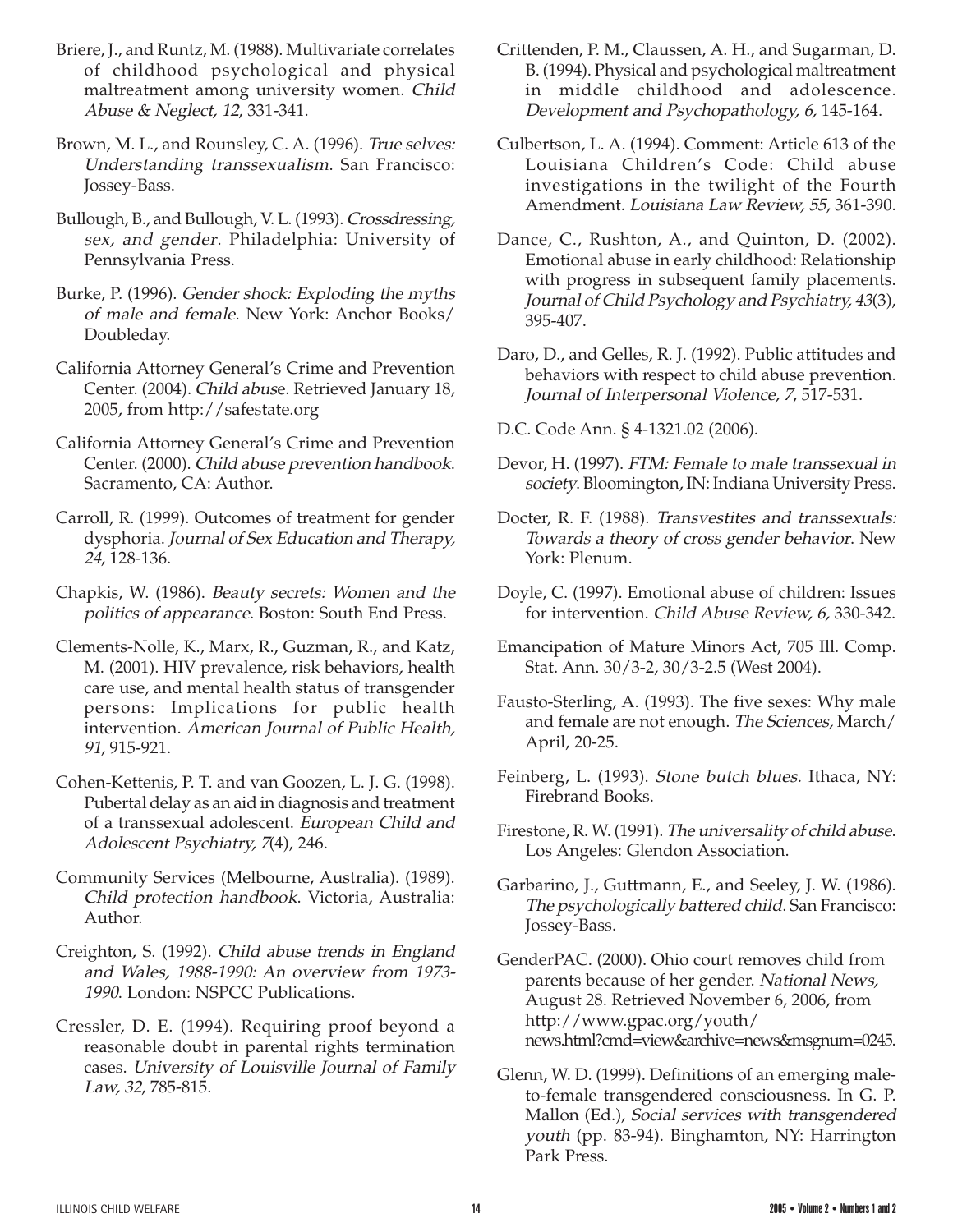Briere, J., and Runtz, M. (1988). Multivariate correlates of childhood psychological and physical maltreatment among university women. *Child Abuse & Neglect, 12*, 331-341.

Brown, M. L., and Rounsley, C. A. (1996). *True selves: Understanding transsexualism*. San Francisco: Jossey-Bass.

Bullough, B., and Bullough, V. L. (1993). *Crossdressing, sex, and gender*. Philadelphia: University of Pennsylvania Press.

Burke, P. (1996). *Gender shock: Exploding the myths of male and female*. New York: Anchor Books/ Doubleday.

California Attorney General's Crime and Prevention Center. (2004). *Child abuse*. Retrieved January 18, 2005, from http://safestate.org

California Attorney General's Crime and Prevention Center. (2000). *Child abuse prevention handbook*. Sacramento, CA: Author.

Carroll, R. (1999). Outcomes of treatment for gender dysphoria. *Journal of Sex Education and Therapy, 24*, 128-136.

Chapkis, W. (1986). *Beauty secrets: Women and the politics of appearance*. Boston: South End Press.

Clements-Nolle, K., Marx, R., Guzman, R., and Katz, M. (2001). HIV prevalence, risk behaviors, health care use, and mental health status of transgender persons: Implications for public health intervention. *American Journal of Public Health, 91*, 915-921.

Cohen-Kettenis, P. T. and van Goozen, L. J. G. (1998). Pubertal delay as an aid in diagnosis and treatment of a transsexual adolescent. *European Child and Adolescent Psychiatry, 7*(4), 246.

Community Services (Melbourne, Australia). (1989). *Child protection handbook*. Victoria, Australia: Author.

Creighton, S. (1992). *Child abuse trends in England and Wales, 1988-1990: An overview from 1973-1990*. London: NSPCC Publications.

Cressler, D. E. (1994). Requiring proof beyond a reasonable doubt in parental rights termination cases. *University of Louisville Journal of Family Law, 32*, 785-815.

Crittenden, P. M., Claussen, A. H., and Sugarman, D. B. (1994). Physical and psychological maltreatment in middle childhood and adolescence. *Development and Psychopathology, 6*, 145-164.

Culbertson, L. A. (1994). Comment: Article 613 of the Louisiana Children's Code: Child abuse investigations in the twilight of the Fourth Amendment. *Louisiana Law Review, 55*, 361-390.

Dance, C., Rushton, A., and Quinton, D. (2002). Emotional abuse in early childhood: Relationship with progress in subsequent family placements. *Journal of Child Psychology and Psychiatry, 43*(3), 395-407.

Daro, D., and Gelles, R. J. (1992). Public attitudes and behaviors with respect to child abuse prevention. *Journal of Interpersonal Violence, 7*, 517-531.

D.C. Code Ann. § 4-1321.02 (2006).

Devor, H. (1997). *FTM: Female to male transsexual in society*. Bloomington, IN: Indiana University Press.

Docter, R. F. (1988). *Transvestites and transsexuals: Towards a theory of cross gender behavior*. New York: Plenum.

Doyle, C. (1997). Emotional abuse of children: Issues for intervention. *Child Abuse Review, 6*, 330-342.

Emancipation of Mature Minors Act, 705 Ill. Comp. Stat. Ann. 30/3-2, 30/3-2.5 (West 2004).

Fausto-Sterling, A. (1993). The five sexes: Why male and female are not enough. *The Sciences*, March/ April, 20-25.

Feinberg, L. (1993). *Stone butch blues*. Ithaca, NY: Firebrand Books.

Firestone, R. W. (1991). *The universality of child abuse*. Los Angeles: Glendon Association.

Garbarino, J., Guttmann, E., and Seeley, J. W. (1986). *The psychologically battered child*. San Francisco: Jossey-Bass.

GenderPAC. (2000). Ohio court removes child from parents because of her gender. *National News*, August 28. Retrieved November 6, 2006, from http://www.gpac.org/youth/news.html?cmd=view&archive=news&msgnum=0245.

Glenn, W. D. (1999). Definitions of an emerging male-to-female transgendered consciousness. In G. P. Mallon (Ed.), *Social services with transgendered youth* (pp. 83-94). Binghamton, NY: Harrington Park Press.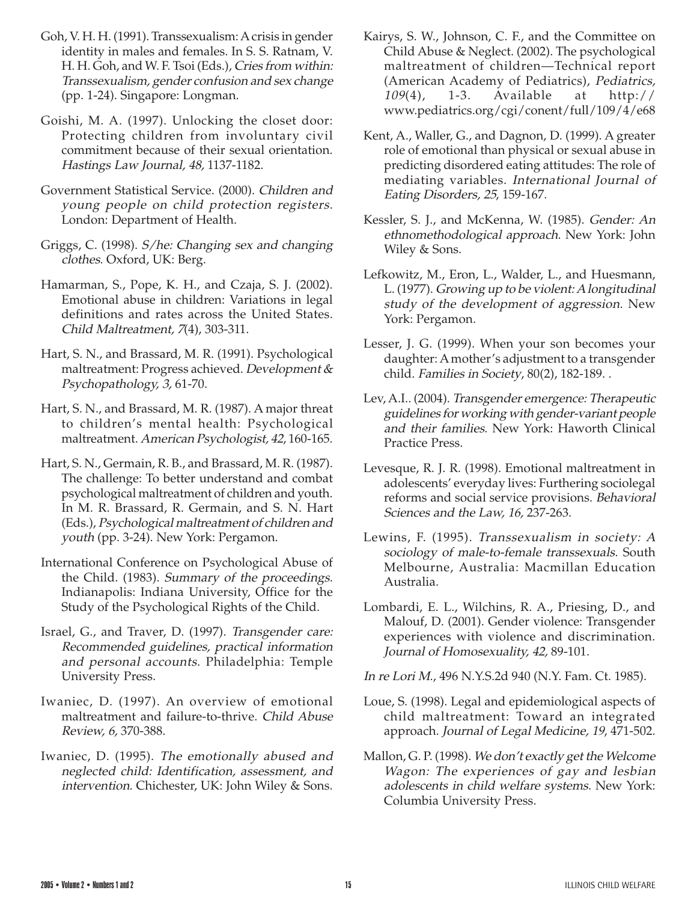Goh, V. H. H. (1991). Transsexualism: A crisis in gender identity in males and females. In S. S. Ratnam, V. H. H. Goh, and W. F. Tsoi (Eds.), *Cries from within: Transsexualism, gender confusion and sex change* (pp. 1-24). Singapore: Longman.

Goishi, M. A. (1997). Unlocking the closet door: Protecting children from involuntary civil commitment because of their sexual orientation. *Hastings Law Journal, 48,* 1137-1182.

Government Statistical Service. (2000). *Children and young people on child protection registers*. London: Department of Health.

Griggs, C. (1998). *S/he: Changing sex and changing clothes*. Oxford, UK: Berg.

Hamarman, S., Pope, K. H., and Czaja, S. J. (2002). Emotional abuse in children: Variations in legal definitions and rates across the United States. *Child Maltreatment, 7*(4), 303-311.

Hart, S. N., and Brassard, M. R. (1991). Psychological maltreatment: Progress achieved. *Development & Psychopathology, 3,* 61-70.

Hart, S. N., and Brassard, M. R. (1987). A major threat to children's mental health: Psychological maltreatment. *American Psychologist, 42*, 160-165.

Hart, S. N., Germain, R. B., and Brassard, M. R. (1987). The challenge: To better understand and combat psychological maltreatment of children and youth. In M. R. Brassard, R. Germain, and S. N. Hart (Eds.), *Psychological maltreatment of children and youth* (pp. 3-24). New York: Pergamon.

International Conference on Psychological Abuse of the Child. (1983). *Summary of the proceedings*. Indianapolis: Indiana University, Office for the Study of the Psychological Rights of the Child.

Israel, G., and Traver, D. (1997). *Transgender care: Recommended guidelines, practical information and personal accounts*. Philadelphia: Temple University Press.

Iwaniec, D. (1997). An overview of emotional maltreatment and failure-to-thrive. *Child Abuse Review, 6,* 370-388.

Iwaniec, D. (1995). *The emotionally abused and neglected child: Identification, assessment, and intervention*. Chichester, UK: John Wiley & Sons.

Kairys, S. W., Johnson, C. F., and the Committee on Child Abuse & Neglect. (2002). The psychological maltreatment of children—Technical report (American Academy of Pediatrics), *Pediatrics, 109*(4), 1-3. Available at http://www.pediatrics.org/cgi/conent/full/109/4/e68

Kent, A., Waller, G., and Dagnon, D. (1999). A greater role of emotional than physical or sexual abuse in predicting disordered eating attitudes: The role of mediating variables. *International Journal of Eating Disorders, 25,* 159-167.

Kessler, S. J., and McKenna, W. (1985). *Gender: An ethnomethodological approach*. New York: John Wiley & Sons.

Lefkowitz, M., Eron, L., Walder, L., and Huesmann, L. (1977). *Growing up to be violent: A longitudinal study of the development of aggression*. New York: Pergamon.

Lesser, J. G. (1999). When your son becomes your daughter: A mother's adjustment to a transgender child. *Families in Society*, 80(2), 182-189. .

Lev, A.I.. (2004). *Transgender emergence: Therapeutic guidelines for working with gender-variant people and their families*. New York: Haworth Clinical Practice Press.

Levesque, R. J. R. (1998). Emotional maltreatment in adolescents' everyday lives: Furthering sociolegal reforms and social service provisions. *Behavioral Sciences and the Law, 16,* 237-263.

Lewins, F. (1995). *Transsexualism in society: A sociology of male-to-female transsexuals*. South Melbourne, Australia: Macmillan Education Australia.

Lombardi, E. L., Wilchins, R. A., Priesing, D., and Malouf, D. (2001). Gender violence: Transgender experiences with violence and discrimination. *Journal of Homosexuality, 42,* 89-101.

*In re Lori M.*, 496 N.Y.S.2d 940 (N.Y. Fam. Ct. 1985).

Loue, S. (1998). Legal and epidemiological aspects of child maltreatment: Toward an integrated approach. *Journal of Legal Medicine, 19*, 471-502.

Mallon, G. P. (1998). *We don't exactly get the Welcome Wagon: The experiences of gay and lesbian adolescents in child welfare systems*. New York: Columbia University Press.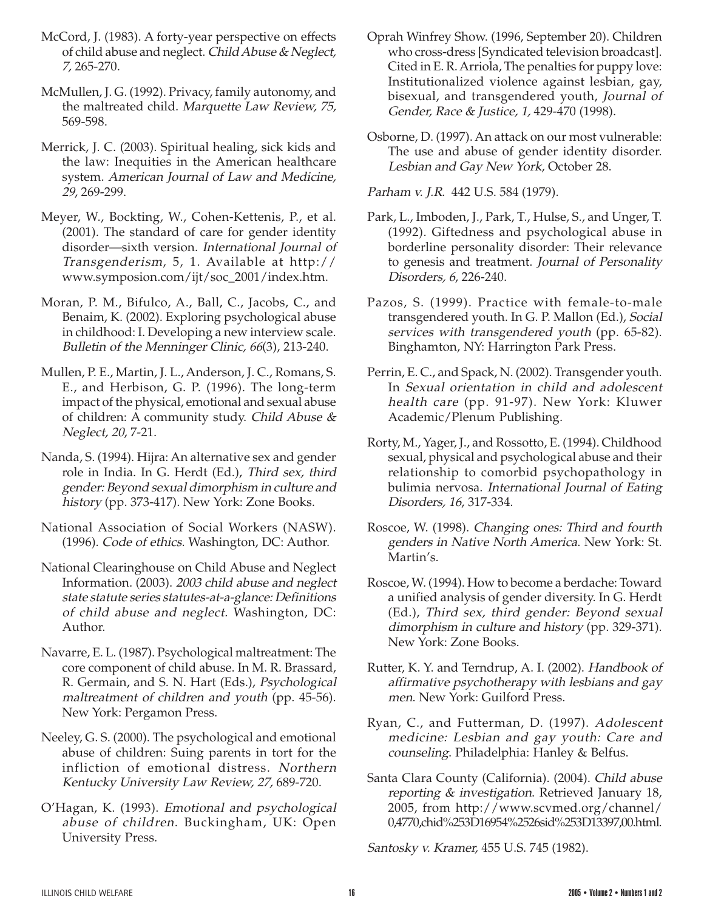McCord, J. (1983). A forty-year perspective on effects of child abuse and neglect. *Child Abuse & Neglect, 7,* 265-270.

McMullen, J. G. (1992). Privacy, family autonomy, and the maltreated child. *Marquette Law Review, 75,* 569-598.

Merrick, J. C. (2003). Spiritual healing, sick kids and the law: Inequities in the American healthcare system. *American Journal of Law and Medicine, 29*, 269-299.

Meyer, W., Bockting, W., Cohen-Kettenis, P., et al. (2001). The standard of care for gender identity disorder—sixth version. *International Journal of Transgenderism*, 5, 1. Available at http://www.symposion.com/ijt/soc_2001/index.htm.

Moran, P. M., Bifulco, A., Ball, C., Jacobs, C., and Benaim, K. (2002). Exploring psychological abuse in childhood: I. Developing a new interview scale. *Bulletin of the Menninger Clinic, 66*(3), 213-240.

Mullen, P. E., Martin, J. L., Anderson, J. C., Romans, S. E., and Herbison, G. P. (1996). The long-term impact of the physical, emotional and sexual abuse of children: A community study. *Child Abuse & Neglect, 20*, 7-21.

Nanda, S. (1994). Hijra: An alternative sex and gender role in India. In G. Herdt (Ed.), *Third sex, third gender: Beyond sexual dimorphism in culture and history* (pp. 373-417). New York: Zone Books.

National Association of Social Workers (NASW). (1996). *Code of ethics*. Washington, DC: Author.

National Clearinghouse on Child Abuse and Neglect Information. (2003). *2003 child abuse and neglect state statute series statutes-at-a-glance: Definitions of child abuse and neglect.* Washington, DC: Author.

Navarre, E. L. (1987). Psychological maltreatment: The core component of child abuse. In M. R. Brassard, R. Germain, and S. N. Hart (Eds.), *Psychological maltreatment of children and youth* (pp. 45-56). New York: Pergamon Press.

Neeley, G. S. (2000). The psychological and emotional abuse of children: Suing parents in tort for the infliction of emotional distress. *Northern Kentucky University Law Review, 27,* 689-720.

O'Hagan, K. (1993). *Emotional and psychological abuse of children*. Buckingham, UK: Open University Press.

Oprah Winfrey Show. (1996, September 20). Children who cross-dress [Syndicated television broadcast]. Cited in E. R. Arriola, The penalties for puppy love: Institutionalized violence against lesbian, gay, bisexual, and transgendered youth, *Journal of Gender, Race & Justice, 1,* 429-470 (1998).

Osborne, D. (1997). An attack on our most vulnerable: The use and abuse of gender identity disorder. *Lesbian and Gay New York*, October 28.

*Parham v. J.R.* 442 U.S. 584 (1979).

Park, L., Imboden, J., Park, T., Hulse, S., and Unger, T. (1992). Giftedness and psychological abuse in borderline personality disorder: Their relevance to genesis and treatment. *Journal of Personality Disorders, 6*, 226-240.

Pazos, S. (1999). Practice with female-to-male transgendered youth. In G. P. Mallon (Ed.), *Social services with transgendered youth* (pp. 65-82). Binghamton, NY: Harrington Park Press.

Perrin, E. C., and Spack, N. (2002). Transgender youth. In *Sexual orientation in child and adolescent health care* (pp. 91-97). New York: Kluwer Academic/Plenum Publishing.

Rorty, M., Yager, J., and Rossotto, E. (1994). Childhood sexual, physical and psychological abuse and their relationship to comorbid psychopathology in bulimia nervosa. *International Journal of Eating Disorders, 16*, 317-334.

Roscoe, W. (1998). *Changing ones: Third and fourth genders in Native North America*. New York: St. Martin's.

Roscoe, W. (1994). How to become a berdache: Toward a unified analysis of gender diversity. In G. Herdt (Ed.), *Third sex, third gender: Beyond sexual dimorphism in culture and history* (pp. 329-371). New York: Zone Books.

Rutter, K. Y. and Terndrup, A. I. (2002). *Handbook of affirmative psychotherapy with lesbians and gay men*. New York: Guilford Press.

Ryan, C., and Futterman, D. (1997). *Adolescent medicine: Lesbian and gay youth: Care and counseling*. Philadelphia: Hanley & Belfus.

Santa Clara County (California). (2004). *Child abuse reporting & investigation*. Retrieved January 18, 2005, from http://www.scvmed.org/channel/0,4770,chid%253D16954%2526sid%253D13397,00.html.

*Santosky v. Kramer,* 455 U.S. 745 (1982).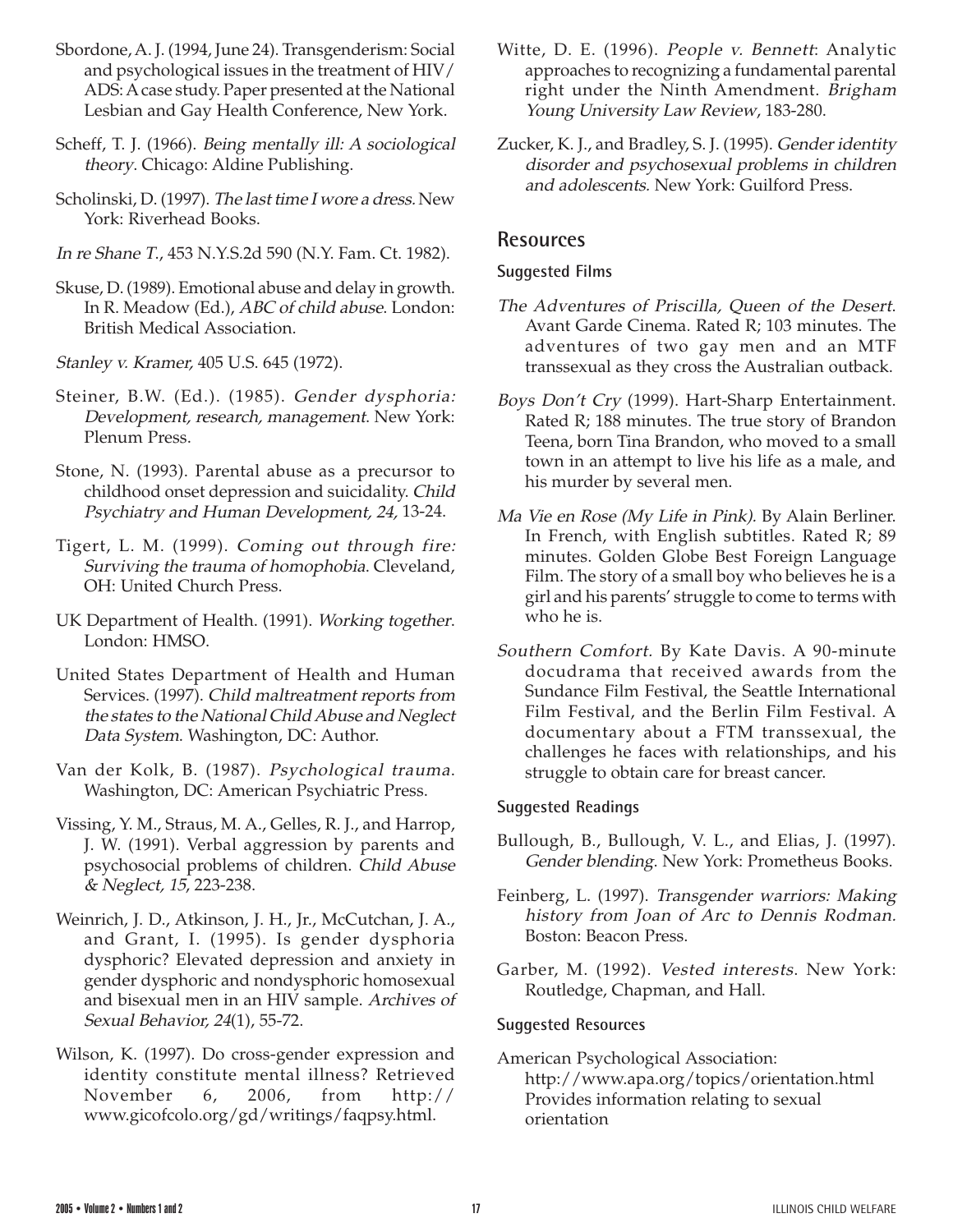Sbordone, A. J. (1994, June 24). Transgenderism: Social and psychological issues in the treatment of HIV/ADS: A case study. Paper presented at the National Lesbian and Gay Health Conference, New York.

Scheff, T. J. (1966). *Being mentally ill: A sociological theory*. Chicago: Aldine Publishing.

Scholinski, D. (1997). *The last time I wore a dress.* New York: Riverhead Books.

*In re Shane T.*, 453 N.Y.S.2d 590 (N.Y. Fam. Ct. 1982).

Skuse, D. (1989). Emotional abuse and delay in growth. In R. Meadow (Ed.), *ABC of child abuse*. London: British Medical Association.

*Stanley v. Kramer,* 405 U.S. 645 (1972).

Steiner, B.W. (Ed.). (1985). *Gender dysphoria: Development, research, management*. New York: Plenum Press.

Stone, N. (1993). Parental abuse as a precursor to childhood onset depression and suicidality. *Child Psychiatry and Human Development, 24,* 13-24.

Tigert, L. M. (1999). *Coming out through fire: Surviving the trauma of homophobia*. Cleveland, OH: United Church Press.

UK Department of Health. (1991). *Working together*. London: HMSO.

United States Department of Health and Human Services. (1997). *Child maltreatment reports from the states to the National Child Abuse and Neglect Data System*. Washington, DC: Author.

Van der Kolk, B. (1987). *Psychological trauma*. Washington, DC: American Psychiatric Press.

Vissing, Y. M., Straus, M. A., Gelles, R. J., and Harrop, J. W. (1991). Verbal aggression by parents and psychosocial problems of children. *Child Abuse & Neglect, 15*, 223-238.

Weinrich, J. D., Atkinson, J. H., Jr., McCutchan, J. A., and Grant, I. (1995). Is gender dysphoria dysphoric? Elevated depression and anxiety in gender dysphoric and nondysphoric homosexual and bisexual men in an HIV sample. *Archives of Sexual Behavior, 24*(1), 55-72.

Wilson, K. (1997). Do cross-gender expression and identity constitute mental illness? Retrieved November 6, 2006, from http://www.gicofcolo.org/gd/writings/faqpsy.html.

Witte, D. E. (1996). *People v. Bennett*: Analytic approaches to recognizing a fundamental parental right under the Ninth Amendment. *Brigham Young University Law Review*, 183-280.

Zucker, K. J., and Bradley, S. J. (1995). *Gender identity disorder and psychosexual problems in children and adolescents*. New York: Guilford Press.

## Resources

### Suggested Films

*The Adventures of Priscilla, Queen of the Desert*. Avant Garde Cinema. Rated R; 103 minutes. The adventures of two gay men and an MTF transsexual as they cross the Australian outback.

*Boys Don't Cry* (1999). Hart-Sharp Entertainment. Rated R; 188 minutes. The true story of Brandon Teena, born Tina Brandon, who moved to a small town in an attempt to live his life as a male, and his murder by several men.

*Ma Vie en Rose (My Life in Pink).* By Alain Berliner. In French, with English subtitles. Rated R; 89 minutes. Golden Globe Best Foreign Language Film. The story of a small boy who believes he is a girl and his parents' struggle to come to terms with who he is.

*Southern Comfort.* By Kate Davis. A 90-minute docudrama that received awards from the Sundance Film Festival, the Seattle International Film Festival, and the Berlin Film Festival. A documentary about a FTM transsexual, the challenges he faces with relationships, and his struggle to obtain care for breast cancer.

### Suggested Readings

Bullough, B., Bullough, V. L., and Elias, J. (1997). *Gender blending*. New York: Prometheus Books.

Feinberg, L. (1997). *Transgender warriors: Making history from Joan of Arc to Dennis Rodman.* Boston: Beacon Press.

Garber, M. (1992). *Vested interests*. New York: Routledge, Chapman, and Hall.

### Suggested Resources

American Psychological Association:
http://www.apa.org/topics/orientation.html
Provides information relating to sexual orientation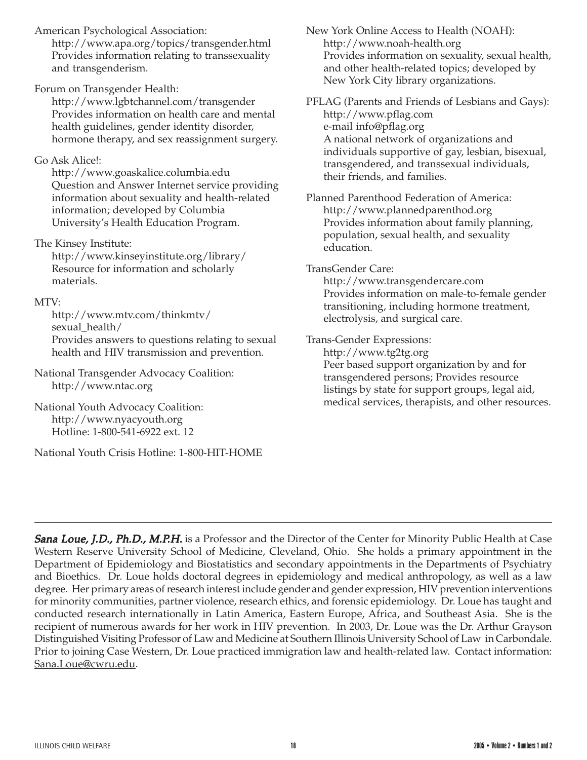American Psychological Association:
http://www.apa.org/topics/transgender.html
Provides information relating to transsexuality and transgenderism.

Forum on Transgender Health:
http://www.lgbtchannel.com/transgender
Provides information on health care and mental health guidelines, gender identity disorder, hormone therapy, and sex reassignment surgery.

Go Ask Alice!:
http://www.goaskalice.columbia.edu
Question and Answer Internet service providing information about sexuality and health-related information; developed by Columbia University's Health Education Program.

The Kinsey Institute:
http://www.kinseyinstitute.org/library/
Resource for information and scholarly materials.

MTV:
http://www.mtv.com/thinkmtv/sexual_health/
Provides answers to questions relating to sexual health and HIV transmission and prevention.

National Transgender Advocacy Coalition:
http://www.ntac.org

National Youth Advocacy Coalition:
http://www.nyacyouth.org
Hotline: 1-800-541-6922 ext. 12

National Youth Crisis Hotline: 1-800-HIT-HOME

New York Online Access to Health (NOAH):
http://www.noah-health.org
Provides information on sexuality, sexual health, and other health-related topics; developed by New York City library organizations.

PFLAG (Parents and Friends of Lesbians and Gays):
http://www.pflag.com
e-mail info@pflag.org
A national network of organizations and individuals supportive of gay, lesbian, bisexual, transgendered, and transsexual individuals, their friends, and families.

Planned Parenthood Federation of America:
http://www.plannedparenthod.org
Provides information about family planning, population, sexual health, and sexuality education.

TransGender Care:
http://www.transgendercare.com
Provides information on male-to-female gender transitioning, including hormone treatment, electrolysis, and surgical care.

Trans-Gender Expressions:
http://www.tg2tg.org
Peer based support organization by and for transgendered persons; Provides resource listings by state for support groups, legal aid, medical services, therapists, and other resources.

---

***Sana Loue, J.D., Ph.D., M.P.H.*** is a Professor and the Director of the Center for Minority Public Health at Case Western Reserve University School of Medicine, Cleveland, Ohio. She holds a primary appointment in the Department of Epidemiology and Biostatistics and secondary appointments in the Departments of Psychiatry and Bioethics. Dr. Loue holds doctoral degrees in epidemiology and medical anthropology, as well as a law degree. Her primary areas of research interest include gender and gender expression, HIV prevention interventions for minority communities, partner violence, research ethics, and forensic epidemiology. Dr. Loue has taught and conducted research internationally in Latin America, Eastern Europe, Africa, and Southeast Asia. She is the recipient of numerous awards for her work in HIV prevention. In 2003, Dr. Loue was the Dr. Arthur Grayson Distinguished Visiting Professor of Law and Medicine at Southern Illinois University School of Law in Carbondale. Prior to joining Case Western, Dr. Loue practiced immigration law and health-related law. Contact information: Sana.Loue@cwru.edu.